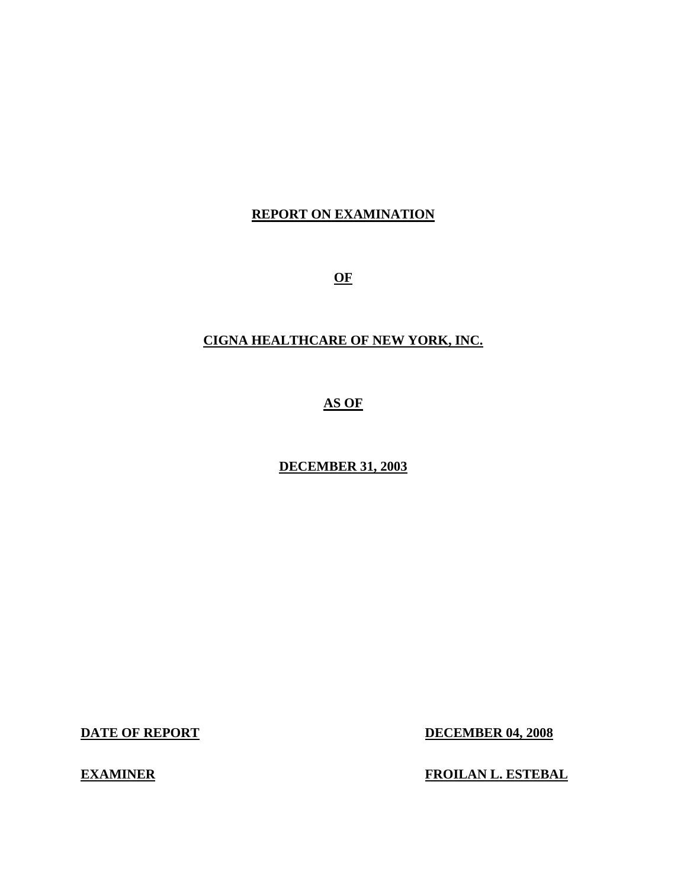# REPORT ON EXAMINATION

# OF

# CIGNA HEALTHCARE OF NEW YORK, INC.

# AS OF

# DECEMBER 31, 2003

**DATE OF REPORT** **DECEMBER 04, 2008**

**EXAMINER** **FROILAN L. ESTEBAL**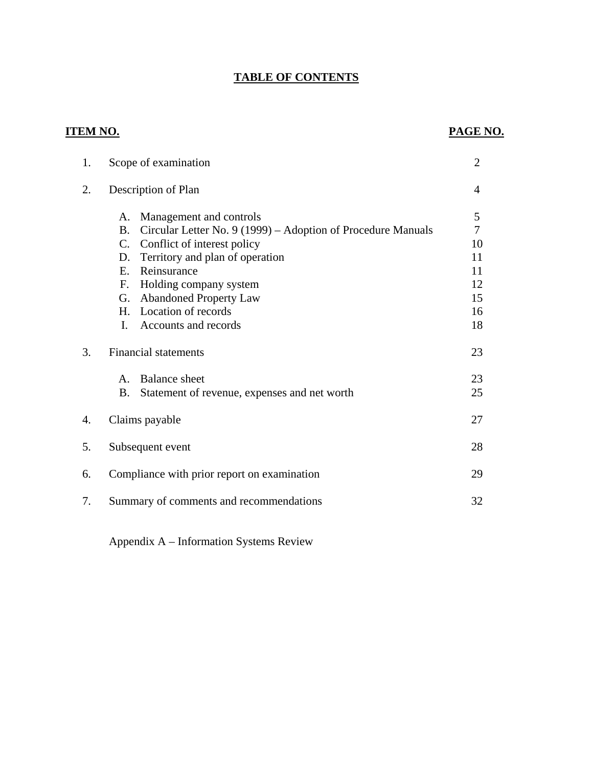# TABLE OF CONTENTS

| ITEM NO. | | PAGE NO. |
|---|---|---|
| 1. | Scope of examination | 2 |
| 2. | Description of Plan | 4 |
| | A. Management and controls | 5 |
| | B. Circular Letter No. 9 (1999) – Adoption of Procedure Manuals | 7 |
| | C. Conflict of interest policy | 10 |
| | D. Territory and plan of operation | 11 |
| | E. Reinsurance | 11 |
| | F. Holding company system | 12 |
| | G. Abandoned Property Law | 15 |
| | H. Location of records | 16 |
| | I. Accounts and records | 18 |
| 3. | Financial statements | 23 |
| | A. Balance sheet | 23 |
| | B. Statement of revenue, expenses and net worth | 25 |
| 4. | Claims payable | 27 |
| 5. | Subsequent event | 28 |
| 6. | Compliance with prior report on examination | 29 |
| 7. | Summary of comments and recommendations | 32 |

Appendix A – Information Systems Review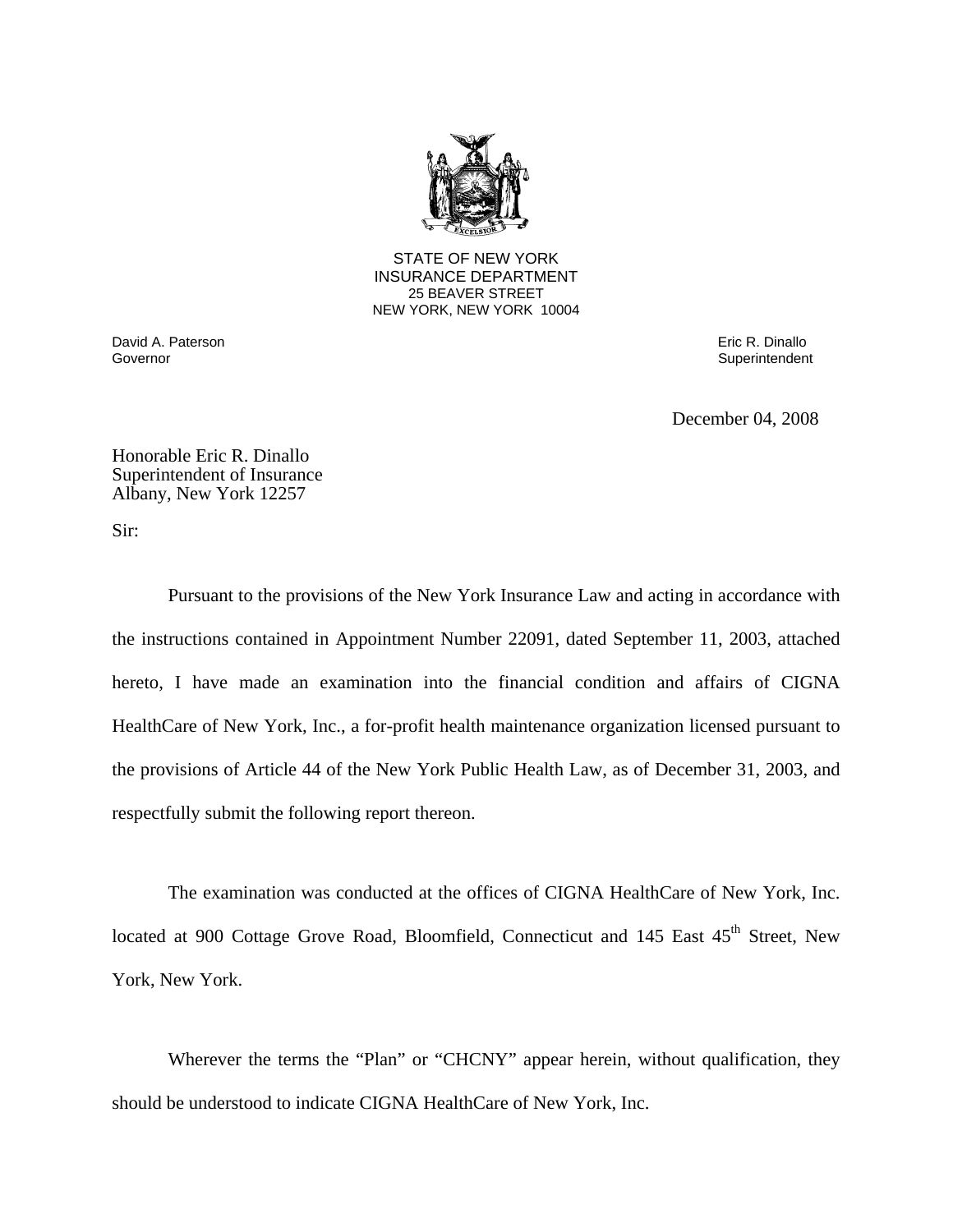STATE OF NEW YORK
INSURANCE DEPARTMENT
25 BEAVER STREET
NEW YORK, NEW YORK 10004

David A. Paterson
Governor

Eric R. Dinallo
Superintendent

December 04, 2008

Honorable Eric R. Dinallo
Superintendent of Insurance
Albany, New York 12257

Sir:

Pursuant to the provisions of the New York Insurance Law and acting in accordance with the instructions contained in Appointment Number 22091, dated September 11, 2003, attached hereto, I have made an examination into the financial condition and affairs of CIGNA HealthCare of New York, Inc., a for-profit health maintenance organization licensed pursuant to the provisions of Article 44 of the New York Public Health Law, as of December 31, 2003, and respectfully submit the following report thereon.

The examination was conducted at the offices of CIGNA HealthCare of New York, Inc. located at 900 Cottage Grove Road, Bloomfield, Connecticut and 145 East 45th Street, New York, New York.

Wherever the terms the "Plan" or "CHCNY" appear herein, without qualification, they should be understood to indicate CIGNA HealthCare of New York, Inc.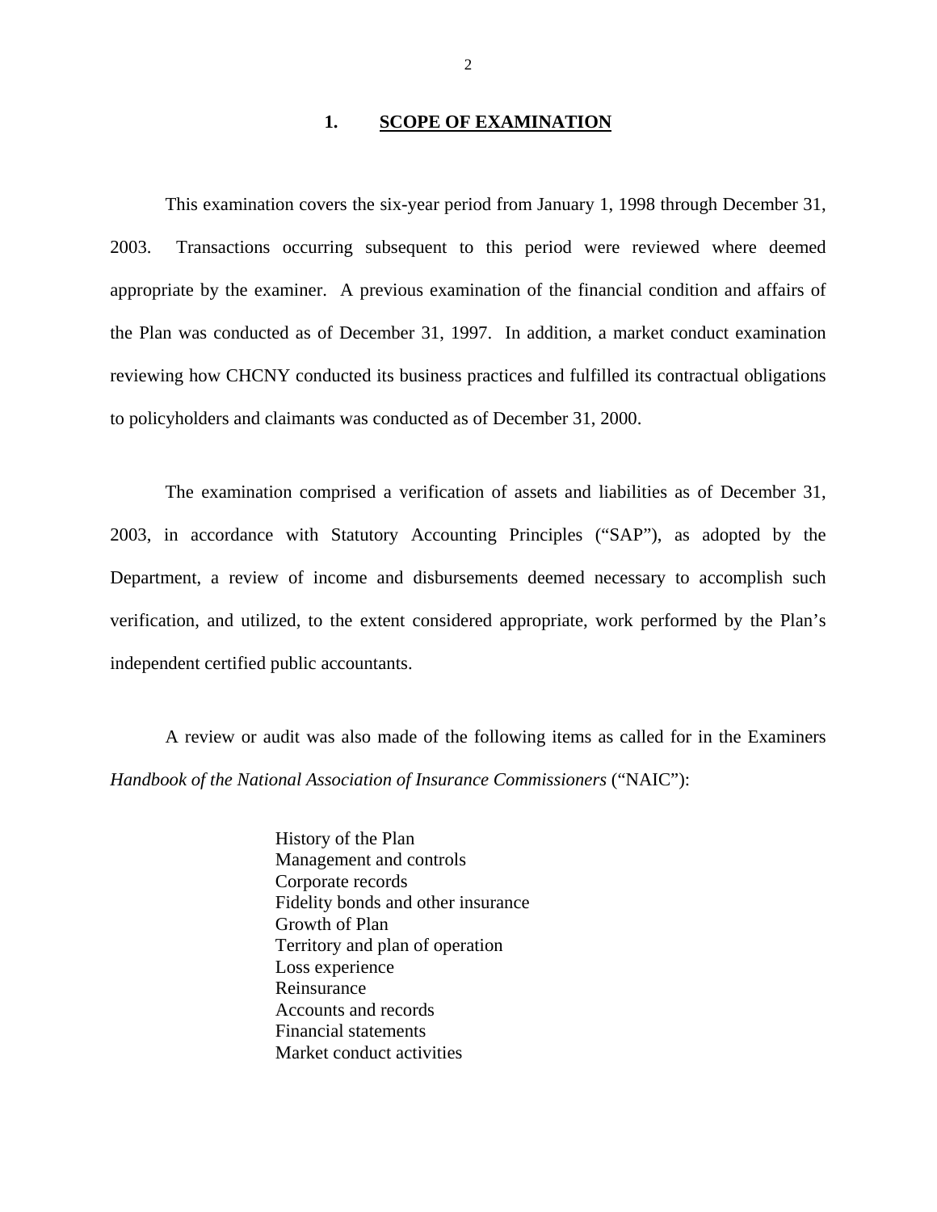## 1. SCOPE OF EXAMINATION

This examination covers the six-year period from January 1, 1998 through December 31, 2003. Transactions occurring subsequent to this period were reviewed where deemed appropriate by the examiner. A previous examination of the financial condition and affairs of the Plan was conducted as of December 31, 1997. In addition, a market conduct examination reviewing how CHCNY conducted its business practices and fulfilled its contractual obligations to policyholders and claimants was conducted as of December 31, 2000.

The examination comprised a verification of assets and liabilities as of December 31, 2003, in accordance with Statutory Accounting Principles ("SAP"), as adopted by the Department, a review of income and disbursements deemed necessary to accomplish such verification, and utilized, to the extent considered appropriate, work performed by the Plan's independent certified public accountants.

A review or audit was also made of the following items as called for in the Examiners *Handbook of the National Association of Insurance Commissioners* ("NAIC"):

- History of the Plan
- Management and controls
- Corporate records
- Fidelity bonds and other insurance
- Growth of Plan
- Territory and plan of operation
- Loss experience
- Reinsurance
- Accounts and records
- Financial statements
- Market conduct activities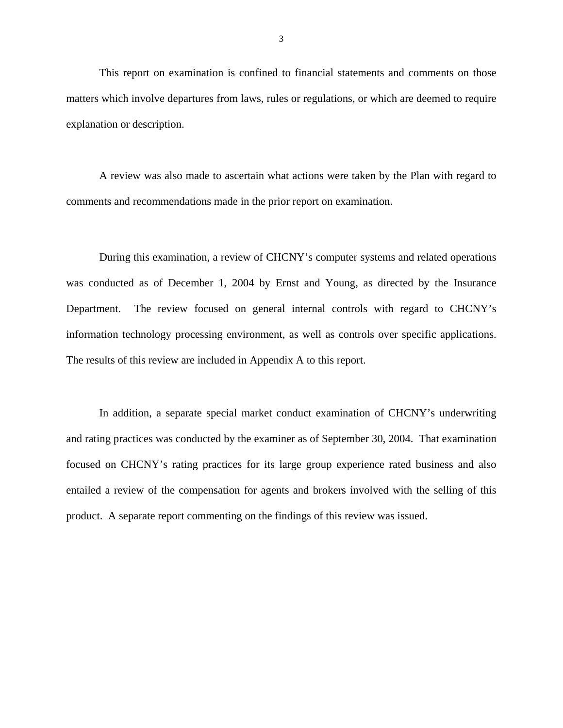This report on examination is confined to financial statements and comments on those matters which involve departures from laws, rules or regulations, or which are deemed to require explanation or description.

A review was also made to ascertain what actions were taken by the Plan with regard to comments and recommendations made in the prior report on examination.

During this examination, a review of CHCNY's computer systems and related operations was conducted as of December 1, 2004 by Ernst and Young, as directed by the Insurance Department. The review focused on general internal controls with regard to CHCNY's information technology processing environment, as well as controls over specific applications. The results of this review are included in Appendix A to this report.

In addition, a separate special market conduct examination of CHCNY's underwriting and rating practices was conducted by the examiner as of September 30, 2004. That examination focused on CHCNY's rating practices for its large group experience rated business and also entailed a review of the compensation for agents and brokers involved with the selling of this product. A separate report commenting on the findings of this review was issued.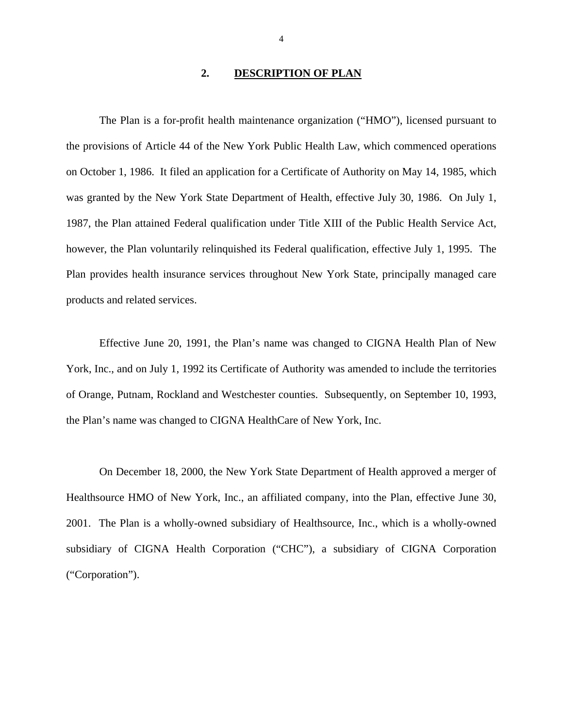## 2. DESCRIPTION OF PLAN

The Plan is a for-profit health maintenance organization ("HMO"), licensed pursuant to the provisions of Article 44 of the New York Public Health Law, which commenced operations on October 1, 1986. It filed an application for a Certificate of Authority on May 14, 1985, which was granted by the New York State Department of Health, effective July 30, 1986. On July 1, 1987, the Plan attained Federal qualification under Title XIII of the Public Health Service Act, however, the Plan voluntarily relinquished its Federal qualification, effective July 1, 1995. The Plan provides health insurance services throughout New York State, principally managed care products and related services.

Effective June 20, 1991, the Plan's name was changed to CIGNA Health Plan of New York, Inc., and on July 1, 1992 its Certificate of Authority was amended to include the territories of Orange, Putnam, Rockland and Westchester counties. Subsequently, on September 10, 1993, the Plan's name was changed to CIGNA HealthCare of New York, Inc.

On December 18, 2000, the New York State Department of Health approved a merger of Healthsource HMO of New York, Inc., an affiliated company, into the Plan, effective June 30, 2001. The Plan is a wholly-owned subsidiary of Healthsource, Inc., which is a wholly-owned subsidiary of CIGNA Health Corporation ("CHC"), a subsidiary of CIGNA Corporation ("Corporation").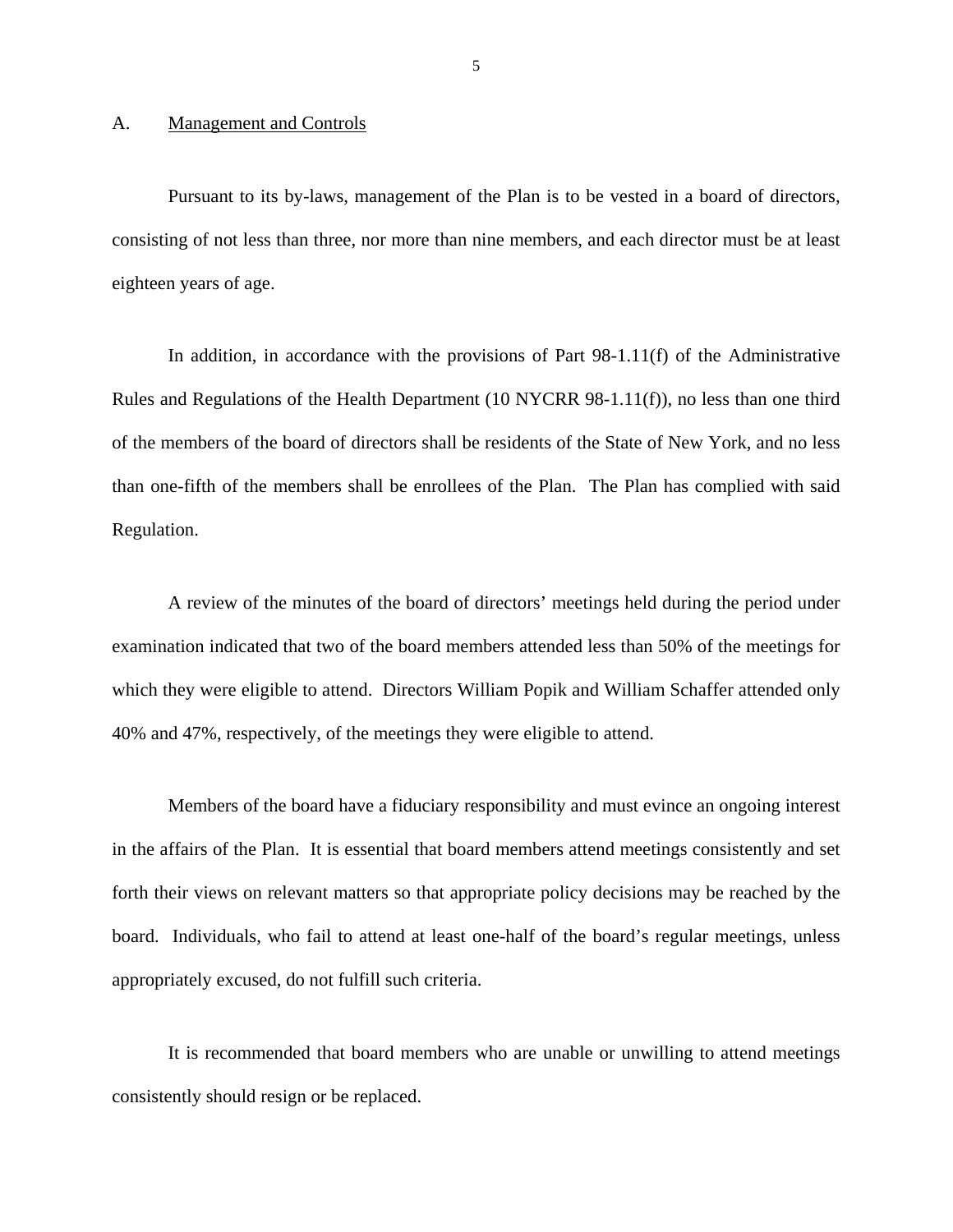## A. <u>Management and Controls</u>

Pursuant to its by-laws, management of the Plan is to be vested in a board of directors, consisting of not less than three, nor more than nine members, and each director must be at least eighteen years of age.

In addition, in accordance with the provisions of Part 98-1.11(f) of the Administrative Rules and Regulations of the Health Department (10 NYCRR 98-1.11(f)), no less than one third of the members of the board of directors shall be residents of the State of New York, and no less than one-fifth of the members shall be enrollees of the Plan. The Plan has complied with said Regulation.

A review of the minutes of the board of directors' meetings held during the period under examination indicated that two of the board members attended less than 50% of the meetings for which they were eligible to attend. Directors William Popik and William Schaffer attended only 40% and 47%, respectively, of the meetings they were eligible to attend.

Members of the board have a fiduciary responsibility and must evince an ongoing interest in the affairs of the Plan. It is essential that board members attend meetings consistently and set forth their views on relevant matters so that appropriate policy decisions may be reached by the board. Individuals, who fail to attend at least one-half of the board's regular meetings, unless appropriately excused, do not fulfill such criteria.

It is recommended that board members who are unable or unwilling to attend meetings consistently should resign or be replaced.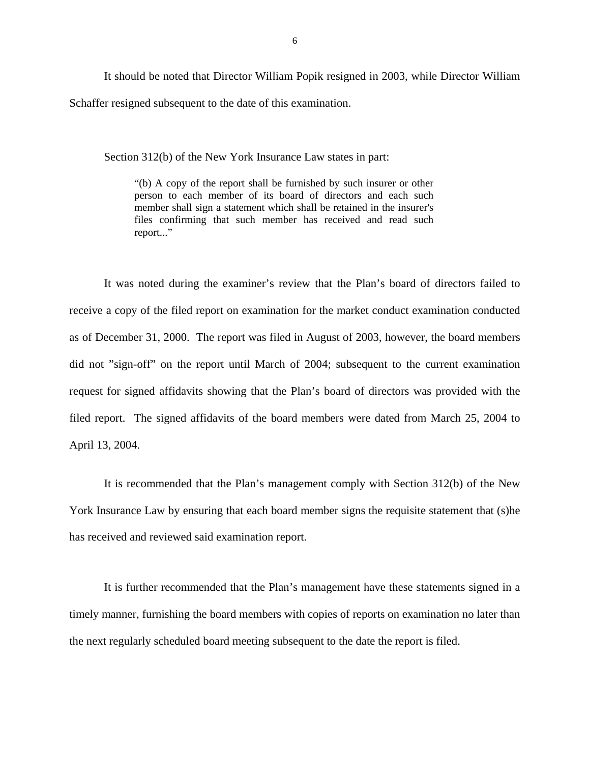It should be noted that Director William Popik resigned in 2003, while Director William Schaffer resigned subsequent to the date of this examination.

Section 312(b) of the New York Insurance Law states in part:

> "(b) A copy of the report shall be furnished by such insurer or other person to each member of its board of directors and each such member shall sign a statement which shall be retained in the insurer's files confirming that such member has received and read such report..."

It was noted during the examiner's review that the Plan's board of directors failed to receive a copy of the filed report on examination for the market conduct examination conducted as of December 31, 2000. The report was filed in August of 2003, however, the board members did not "sign-off" on the report until March of 2004; subsequent to the current examination request for signed affidavits showing that the Plan's board of directors was provided with the filed report. The signed affidavits of the board members were dated from March 25, 2004 to April 13, 2004.

It is recommended that the Plan's management comply with Section 312(b) of the New York Insurance Law by ensuring that each board member signs the requisite statement that (s)he has received and reviewed said examination report.

It is further recommended that the Plan's management have these statements signed in a timely manner, furnishing the board members with copies of reports on examination no later than the next regularly scheduled board meeting subsequent to the date the report is filed.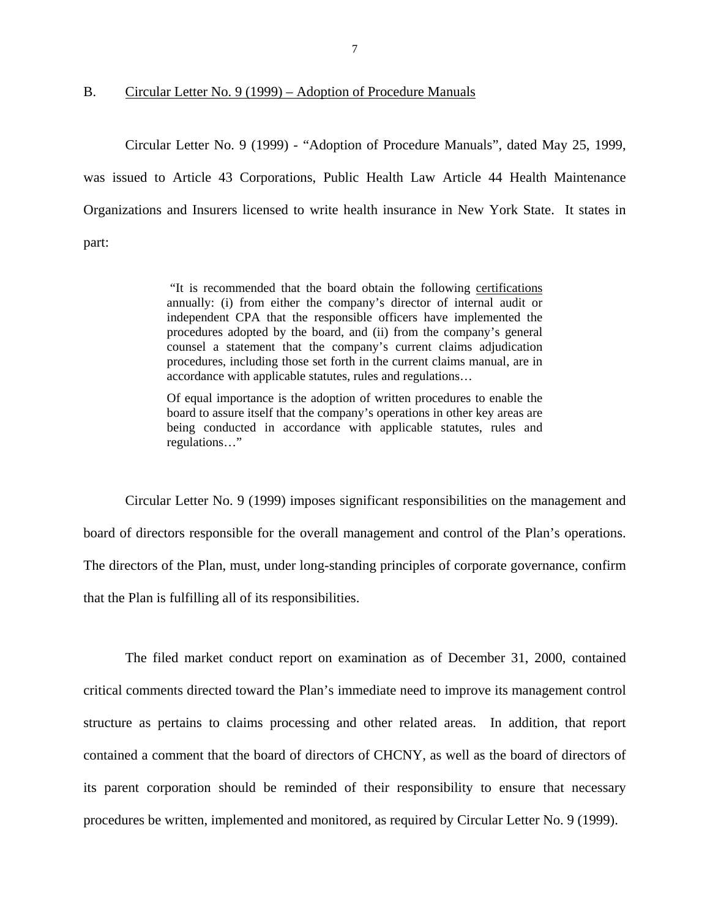## B. Circular Letter No. 9 (1999) – Adoption of Procedure Manuals

Circular Letter No. 9 (1999) - "Adoption of Procedure Manuals", dated May 25, 1999, was issued to Article 43 Corporations, Public Health Law Article 44 Health Maintenance Organizations and Insurers licensed to write health insurance in New York State. It states in part:

> "It is recommended that the board obtain the following certifications annually: (i) from either the company's director of internal audit or independent CPA that the responsible officers have implemented the procedures adopted by the board, and (ii) from the company's general counsel a statement that the company's current claims adjudication procedures, including those set forth in the current claims manual, are in accordance with applicable statutes, rules and regulations…
>
> Of equal importance is the adoption of written procedures to enable the board to assure itself that the company's operations in other key areas are being conducted in accordance with applicable statutes, rules and regulations…"

Circular Letter No. 9 (1999) imposes significant responsibilities on the management and board of directors responsible for the overall management and control of the Plan's operations. The directors of the Plan, must, under long-standing principles of corporate governance, confirm that the Plan is fulfilling all of its responsibilities.

The filed market conduct report on examination as of December 31, 2000, contained critical comments directed toward the Plan's immediate need to improve its management control structure as pertains to claims processing and other related areas. In addition, that report contained a comment that the board of directors of CHCNY, as well as the board of directors of its parent corporation should be reminded of their responsibility to ensure that necessary procedures be written, implemented and monitored, as required by Circular Letter No. 9 (1999).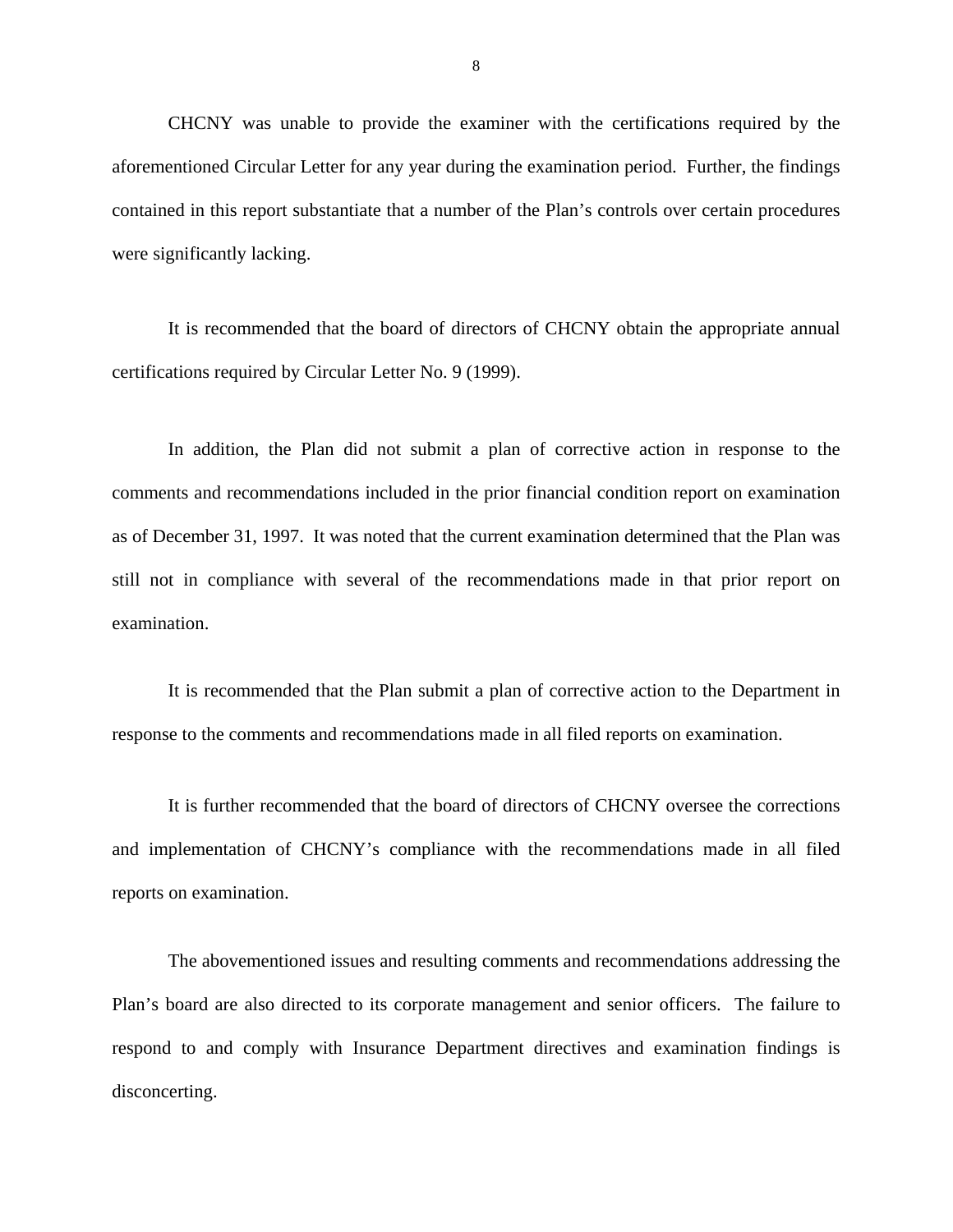CHCNY was unable to provide the examiner with the certifications required by the aforementioned Circular Letter for any year during the examination period. Further, the findings contained in this report substantiate that a number of the Plan's controls over certain procedures were significantly lacking.

It is recommended that the board of directors of CHCNY obtain the appropriate annual certifications required by Circular Letter No. 9 (1999).

In addition, the Plan did not submit a plan of corrective action in response to the comments and recommendations included in the prior financial condition report on examination as of December 31, 1997. It was noted that the current examination determined that the Plan was still not in compliance with several of the recommendations made in that prior report on examination.

It is recommended that the Plan submit a plan of corrective action to the Department in response to the comments and recommendations made in all filed reports on examination.

It is further recommended that the board of directors of CHCNY oversee the corrections and implementation of CHCNY's compliance with the recommendations made in all filed reports on examination.

The abovementioned issues and resulting comments and recommendations addressing the Plan's board are also directed to its corporate management and senior officers. The failure to respond to and comply with Insurance Department directives and examination findings is disconcerting.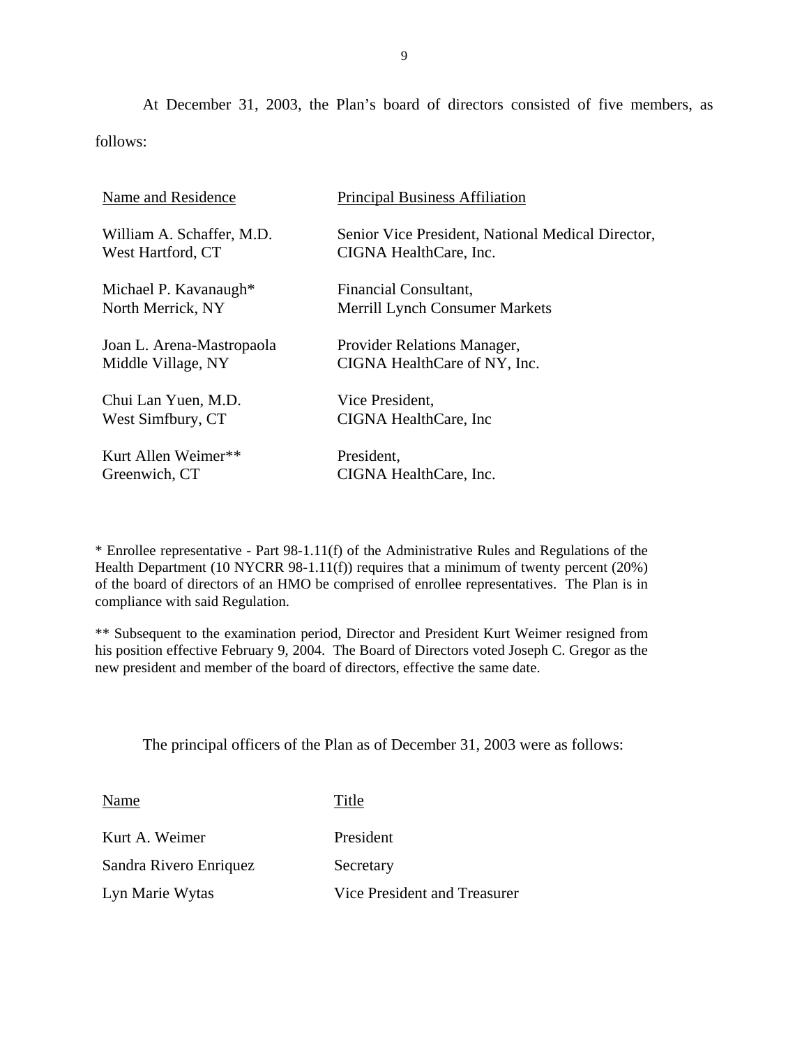At December 31, 2003, the Plan's board of directors consisted of five members, as follows:

| Name and Residence | Principal Business Affiliation |
|---|---|
| William A. Schaffer, M.D.<br>West Hartford, CT | Senior Vice President, National Medical Director,<br>CIGNA HealthCare, Inc. |
| Michael P. Kavanaugh*<br>North Merrick, NY | Financial Consultant,<br>Merrill Lynch Consumer Markets |
| Joan L. Arena-Mastropaola<br>Middle Village, NY | Provider Relations Manager,<br>CIGNA HealthCare of NY, Inc. |
| Chui Lan Yuen, M.D.<br>West Simfbury, CT | Vice President,<br>CIGNA HealthCare, Inc |
| Kurt Allen Weimer**<br>Greenwich, CT | President,<br>CIGNA HealthCare, Inc. |

* Enrollee representative - Part 98-1.11(f) of the Administrative Rules and Regulations of the Health Department (10 NYCRR 98-1.11(f)) requires that a minimum of twenty percent (20%) of the board of directors of an HMO be comprised of enrollee representatives. The Plan is in compliance with said Regulation.

** Subsequent to the examination period, Director and President Kurt Weimer resigned from his position effective February 9, 2004. The Board of Directors voted Joseph C. Gregor as the new president and member of the board of directors, effective the same date.

The principal officers of the Plan as of December 31, 2003 were as follows:

| Name | Title |
|---|---|
| Kurt A. Weimer | President |
| Sandra Rivero Enriquez | Secretary |
| Lyn Marie Wytas | Vice President and Treasurer |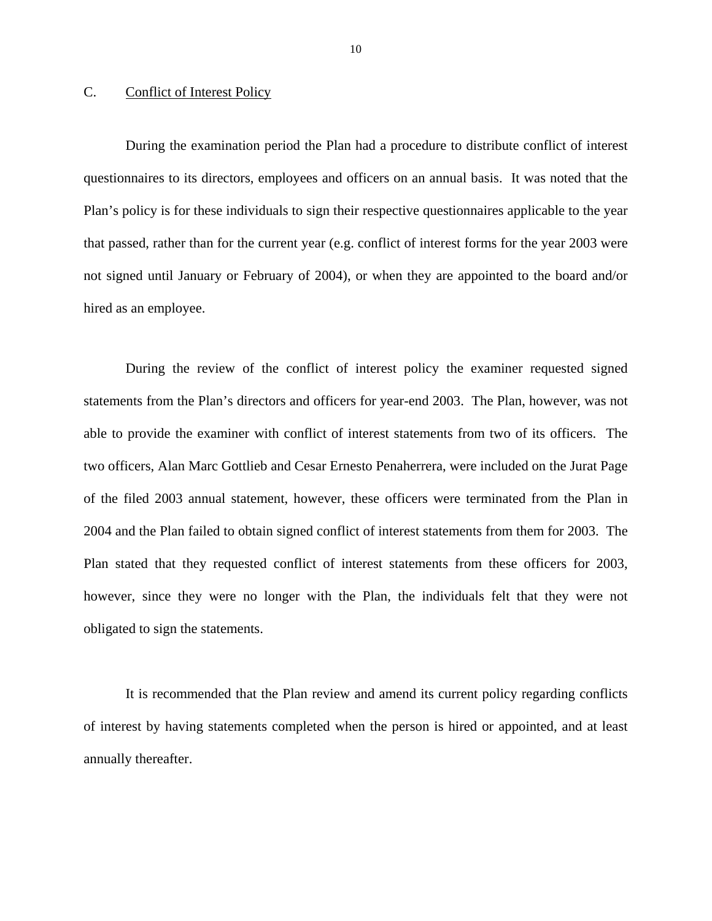## C. Conflict of Interest Policy

During the examination period the Plan had a procedure to distribute conflict of interest questionnaires to its directors, employees and officers on an annual basis. It was noted that the Plan's policy is for these individuals to sign their respective questionnaires applicable to the year that passed, rather than for the current year (e.g. conflict of interest forms for the year 2003 were not signed until January or February of 2004), or when they are appointed to the board and/or hired as an employee.

During the review of the conflict of interest policy the examiner requested signed statements from the Plan's directors and officers for year-end 2003. The Plan, however, was not able to provide the examiner with conflict of interest statements from two of its officers. The two officers, Alan Marc Gottlieb and Cesar Ernesto Penaherrera, were included on the Jurat Page of the filed 2003 annual statement, however, these officers were terminated from the Plan in 2004 and the Plan failed to obtain signed conflict of interest statements from them for 2003. The Plan stated that they requested conflict of interest statements from these officers for 2003, however, since they were no longer with the Plan, the individuals felt that they were not obligated to sign the statements.

It is recommended that the Plan review and amend its current policy regarding conflicts of interest by having statements completed when the person is hired or appointed, and at least annually thereafter.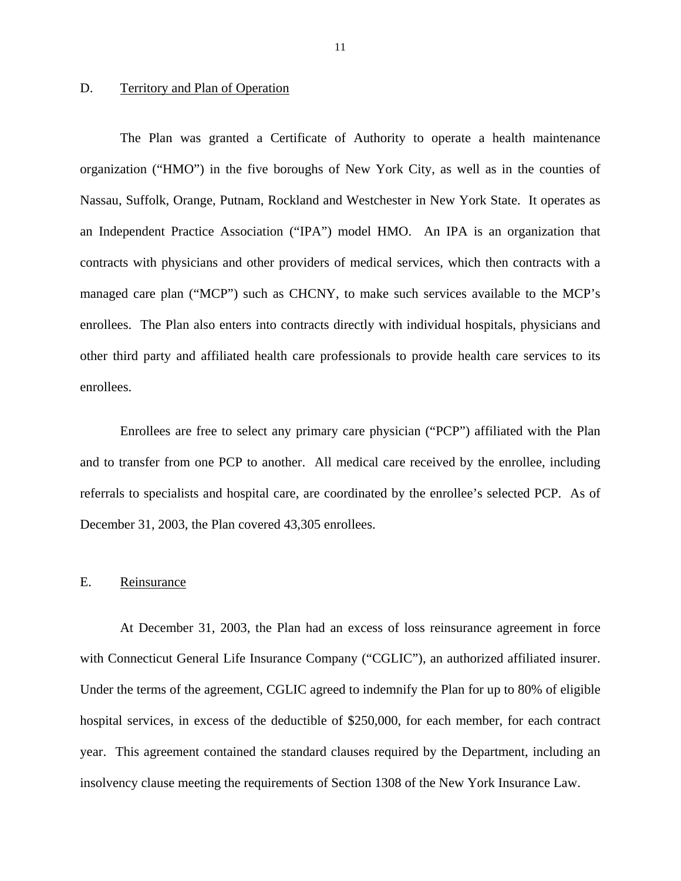## D. Territory and Plan of Operation

The Plan was granted a Certificate of Authority to operate a health maintenance organization ("HMO") in the five boroughs of New York City, as well as in the counties of Nassau, Suffolk, Orange, Putnam, Rockland and Westchester in New York State. It operates as an Independent Practice Association ("IPA") model HMO. An IPA is an organization that contracts with physicians and other providers of medical services, which then contracts with a managed care plan ("MCP") such as CHCNY, to make such services available to the MCP's enrollees. The Plan also enters into contracts directly with individual hospitals, physicians and other third party and affiliated health care professionals to provide health care services to its enrollees.

Enrollees are free to select any primary care physician ("PCP") affiliated with the Plan and to transfer from one PCP to another. All medical care received by the enrollee, including referrals to specialists and hospital care, are coordinated by the enrollee's selected PCP. As of December 31, 2003, the Plan covered 43,305 enrollees.

## E. Reinsurance

At December 31, 2003, the Plan had an excess of loss reinsurance agreement in force with Connecticut General Life Insurance Company ("CGLIC"), an authorized affiliated insurer. Under the terms of the agreement, CGLIC agreed to indemnify the Plan for up to 80% of eligible hospital services, in excess of the deductible of $250,000, for each member, for each contract year. This agreement contained the standard clauses required by the Department, including an insolvency clause meeting the requirements of Section 1308 of the New York Insurance Law.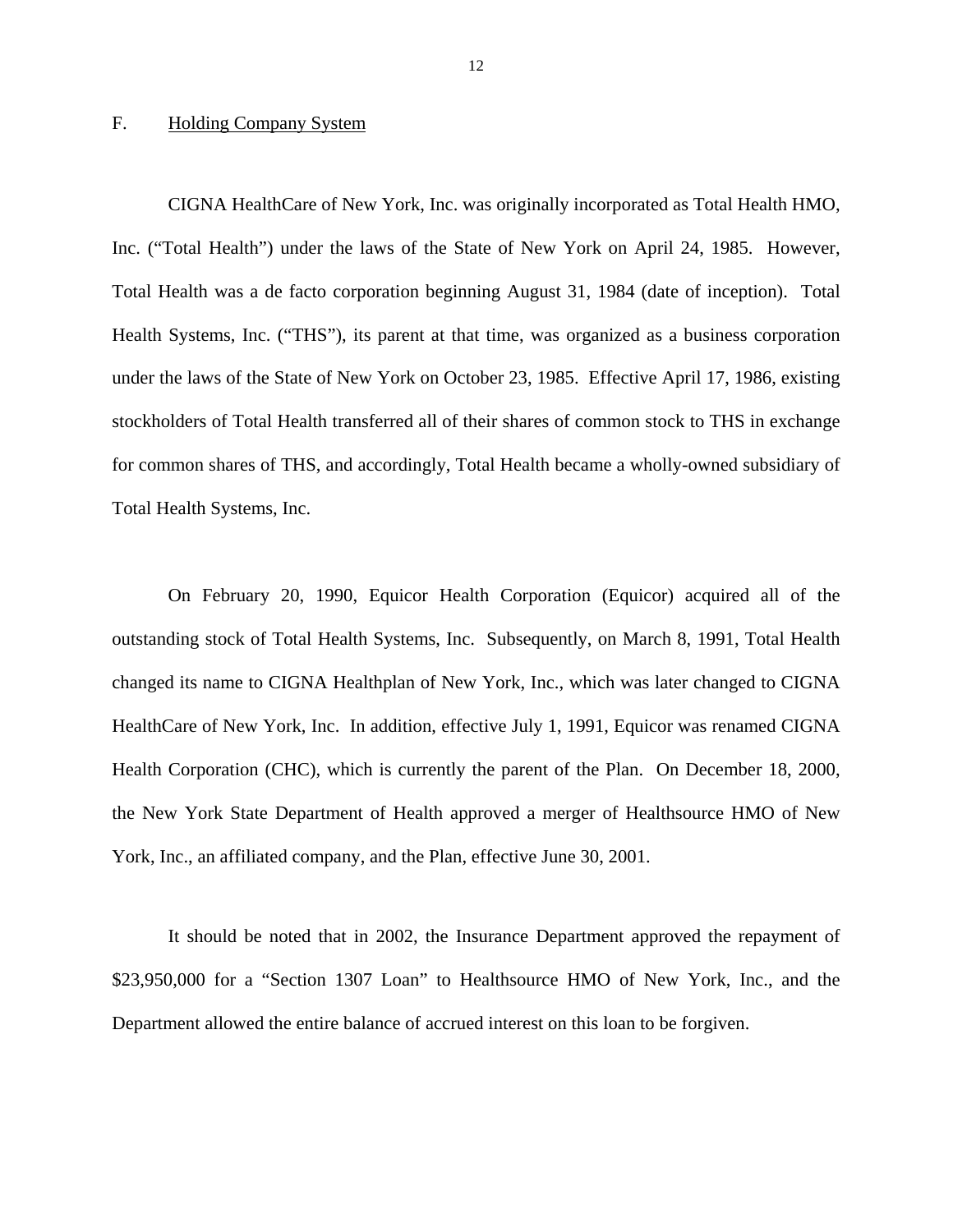## F. Holding Company System

CIGNA HealthCare of New York, Inc. was originally incorporated as Total Health HMO, Inc. ("Total Health") under the laws of the State of New York on April 24, 1985. However, Total Health was a de facto corporation beginning August 31, 1984 (date of inception). Total Health Systems, Inc. ("THS"), its parent at that time, was organized as a business corporation under the laws of the State of New York on October 23, 1985. Effective April 17, 1986, existing stockholders of Total Health transferred all of their shares of common stock to THS in exchange for common shares of THS, and accordingly, Total Health became a wholly-owned subsidiary of Total Health Systems, Inc.

On February 20, 1990, Equicor Health Corporation (Equicor) acquired all of the outstanding stock of Total Health Systems, Inc. Subsequently, on March 8, 1991, Total Health changed its name to CIGNA Healthplan of New York, Inc., which was later changed to CIGNA HealthCare of New York, Inc. In addition, effective July 1, 1991, Equicor was renamed CIGNA Health Corporation (CHC), which is currently the parent of the Plan. On December 18, 2000, the New York State Department of Health approved a merger of Healthsource HMO of New York, Inc., an affiliated company, and the Plan, effective June 30, 2001.

It should be noted that in 2002, the Insurance Department approved the repayment of $23,950,000 for a "Section 1307 Loan" to Healthsource HMO of New York, Inc., and the Department allowed the entire balance of accrued interest on this loan to be forgiven.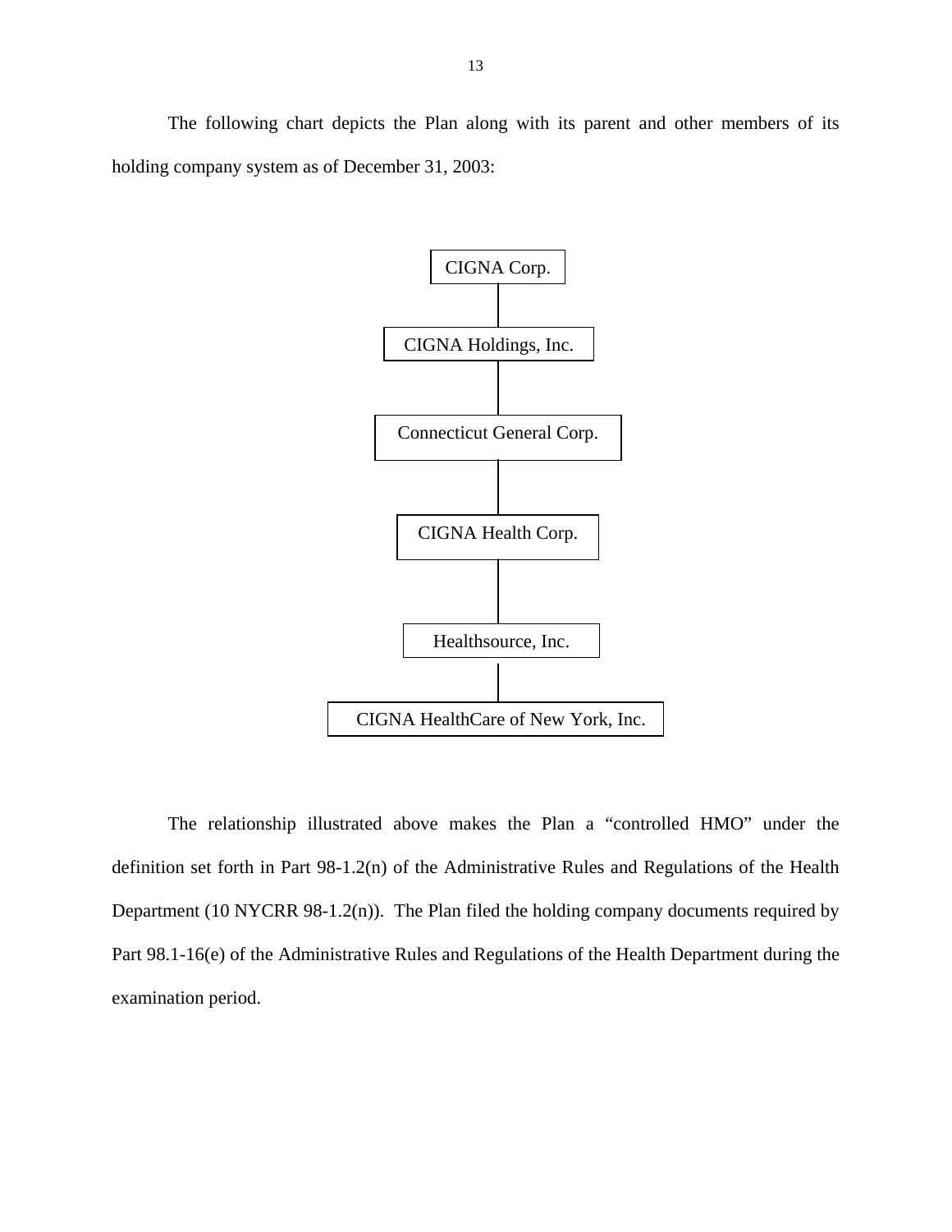The following chart depicts the Plan along with its parent and other members of its holding company system as of December 31, 2003:

CIGNA Corp.

CIGNA Holdings, Inc.

Connecticut General Corp.

CIGNA Health Corp.

Healthsource, Inc.

CIGNA HealthCare of New York, Inc.

The relationship illustrated above makes the Plan a "controlled HMO" under the definition set forth in Part 98-1.2(n) of the Administrative Rules and Regulations of the Health Department (10 NYCRR 98-1.2(n)). The Plan filed the holding company documents required by Part 98.1-16(e) of the Administrative Rules and Regulations of the Health Department during the examination period.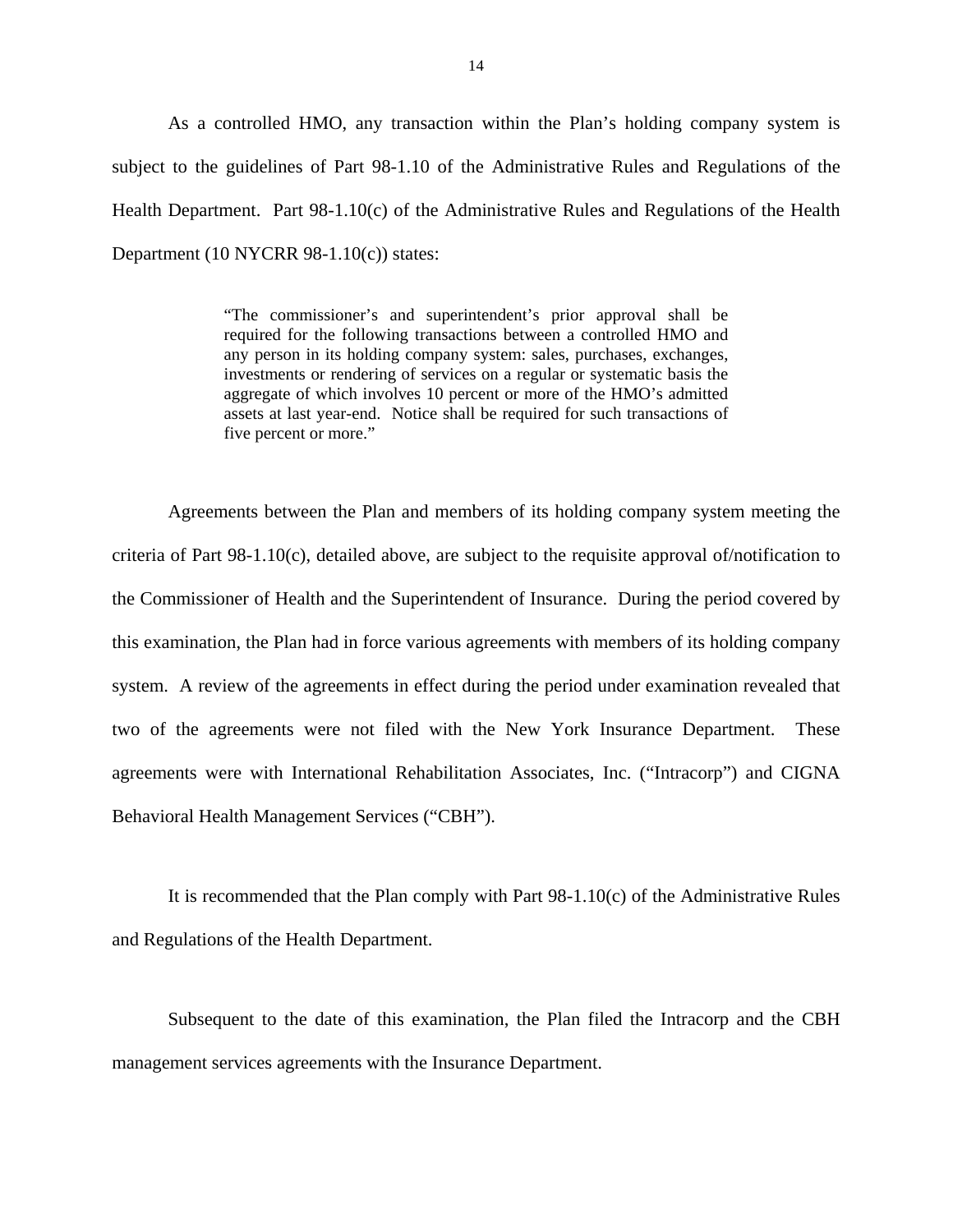As a controlled HMO, any transaction within the Plan's holding company system is subject to the guidelines of Part 98-1.10 of the Administrative Rules and Regulations of the Health Department. Part 98-1.10(c) of the Administrative Rules and Regulations of the Health Department (10 NYCRR 98-1.10(c)) states:

> "The commissioner's and superintendent's prior approval shall be required for the following transactions between a controlled HMO and any person in its holding company system: sales, purchases, exchanges, investments or rendering of services on a regular or systematic basis the aggregate of which involves 10 percent or more of the HMO's admitted assets at last year-end. Notice shall be required for such transactions of five percent or more."

Agreements between the Plan and members of its holding company system meeting the criteria of Part 98-1.10(c), detailed above, are subject to the requisite approval of/notification to the Commissioner of Health and the Superintendent of Insurance. During the period covered by this examination, the Plan had in force various agreements with members of its holding company system. A review of the agreements in effect during the period under examination revealed that two of the agreements were not filed with the New York Insurance Department. These agreements were with International Rehabilitation Associates, Inc. ("Intracorp") and CIGNA Behavioral Health Management Services ("CBH").

It is recommended that the Plan comply with Part 98-1.10(c) of the Administrative Rules and Regulations of the Health Department.

Subsequent to the date of this examination, the Plan filed the Intracorp and the CBH management services agreements with the Insurance Department.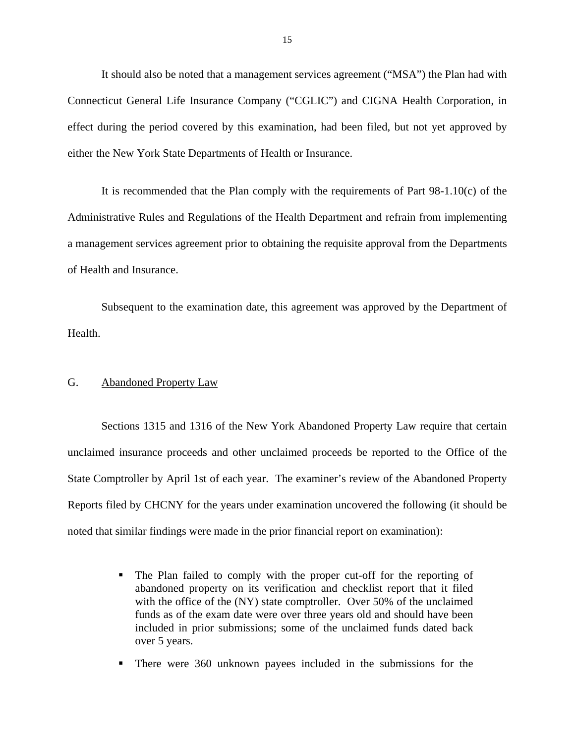It should also be noted that a management services agreement ("MSA") the Plan had with Connecticut General Life Insurance Company ("CGLIC") and CIGNA Health Corporation, in effect during the period covered by this examination, had been filed, but not yet approved by either the New York State Departments of Health or Insurance.

It is recommended that the Plan comply with the requirements of Part 98-1.10(c) of the Administrative Rules and Regulations of the Health Department and refrain from implementing a management services agreement prior to obtaining the requisite approval from the Departments of Health and Insurance.

Subsequent to the examination date, this agreement was approved by the Department of Health.

## G. Abandoned Property Law

Sections 1315 and 1316 of the New York Abandoned Property Law require that certain unclaimed insurance proceeds and other unclaimed proceeds be reported to the Office of the State Comptroller by April 1st of each year. The examiner's review of the Abandoned Property Reports filed by CHCNY for the years under examination uncovered the following (it should be noted that similar findings were made in the prior financial report on examination):

- The Plan failed to comply with the proper cut-off for the reporting of abandoned property on its verification and checklist report that it filed with the office of the (NY) state comptroller. Over 50% of the unclaimed funds as of the exam date were over three years old and should have been included in prior submissions; some of the unclaimed funds dated back over 5 years.
- There were 360 unknown payees included in the submissions for the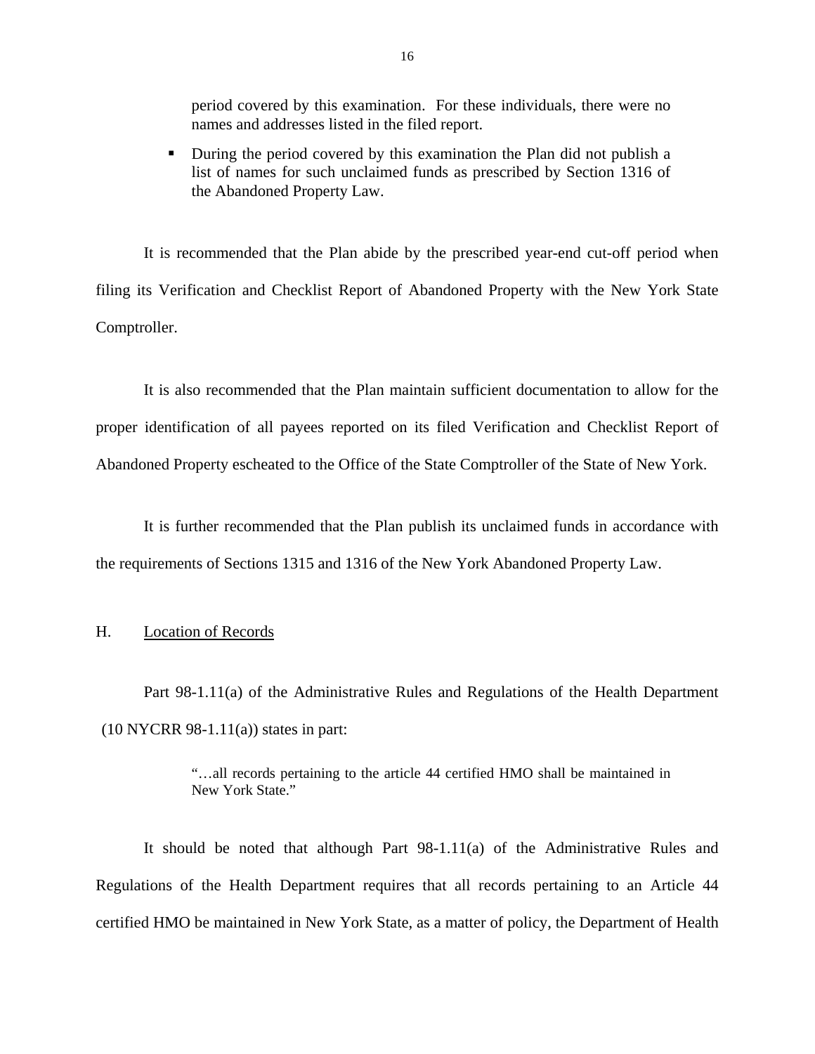period covered by this examination. For these individuals, there were no names and addresses listed in the filed report.

- During the period covered by this examination the Plan did not publish a list of names for such unclaimed funds as prescribed by Section 1316 of the Abandoned Property Law.

It is recommended that the Plan abide by the prescribed year-end cut-off period when filing its Verification and Checklist Report of Abandoned Property with the New York State Comptroller.

It is also recommended that the Plan maintain sufficient documentation to allow for the proper identification of all payees reported on its filed Verification and Checklist Report of Abandoned Property escheated to the Office of the State Comptroller of the State of New York.

It is further recommended that the Plan publish its unclaimed funds in accordance with the requirements of Sections 1315 and 1316 of the New York Abandoned Property Law.

## H. Location of Records

Part 98-1.11(a) of the Administrative Rules and Regulations of the Health Department (10 NYCRR 98-1.11(a)) states in part:

> "…all records pertaining to the article 44 certified HMO shall be maintained in New York State."

It should be noted that although Part 98-1.11(a) of the Administrative Rules and Regulations of the Health Department requires that all records pertaining to an Article 44 certified HMO be maintained in New York State, as a matter of policy, the Department of Health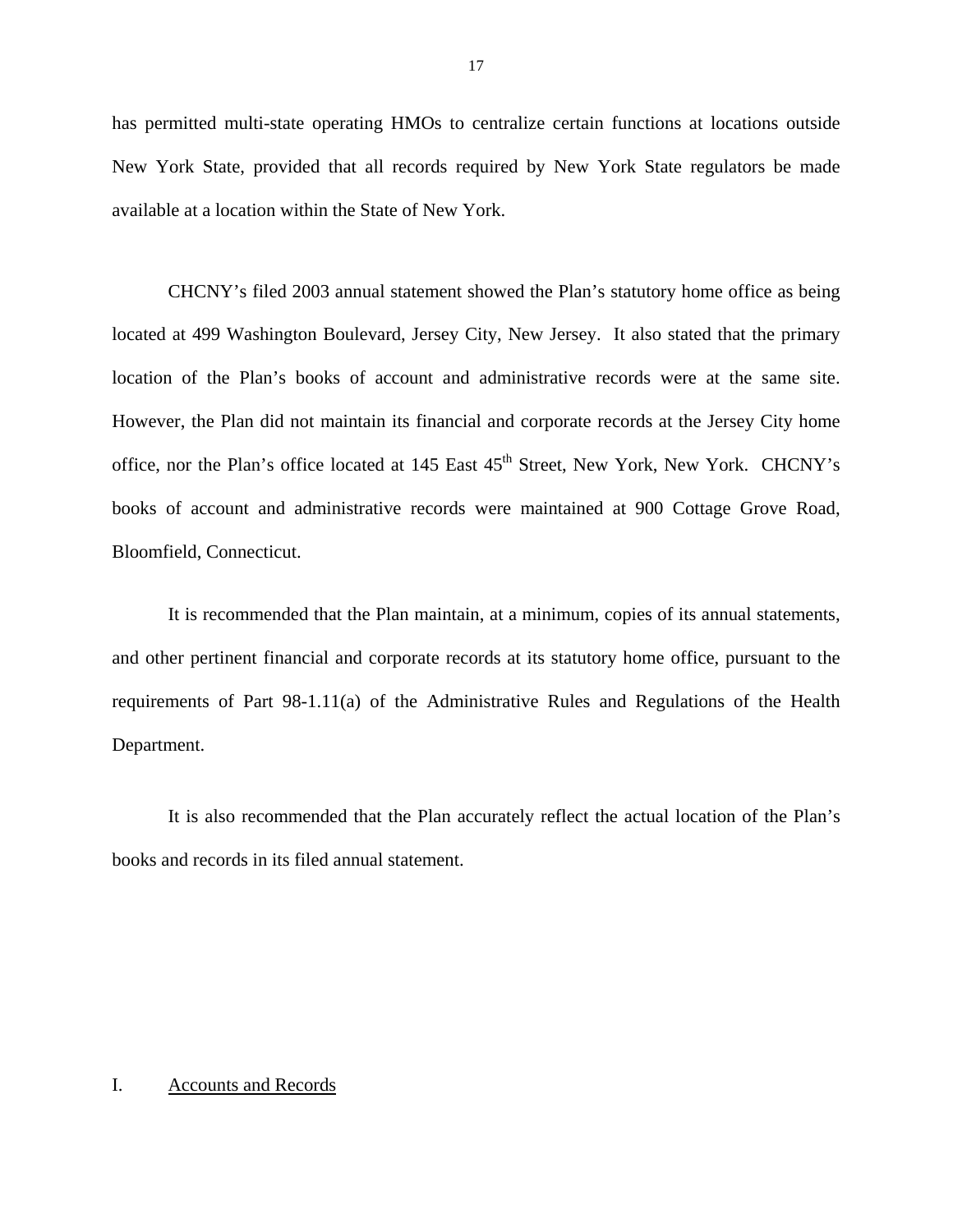has permitted multi-state operating HMOs to centralize certain functions at locations outside New York State, provided that all records required by New York State regulators be made available at a location within the State of New York.

CHCNY's filed 2003 annual statement showed the Plan's statutory home office as being located at 499 Washington Boulevard, Jersey City, New Jersey. It also stated that the primary location of the Plan's books of account and administrative records were at the same site. However, the Plan did not maintain its financial and corporate records at the Jersey City home office, nor the Plan's office located at 145 East 45th Street, New York, New York. CHCNY's books of account and administrative records were maintained at 900 Cottage Grove Road, Bloomfield, Connecticut.

It is recommended that the Plan maintain, at a minimum, copies of its annual statements, and other pertinent financial and corporate records at its statutory home office, pursuant to the requirements of Part 98-1.11(a) of the Administrative Rules and Regulations of the Health Department.

It is also recommended that the Plan accurately reflect the actual location of the Plan's books and records in its filed annual statement.

## I. Accounts and Records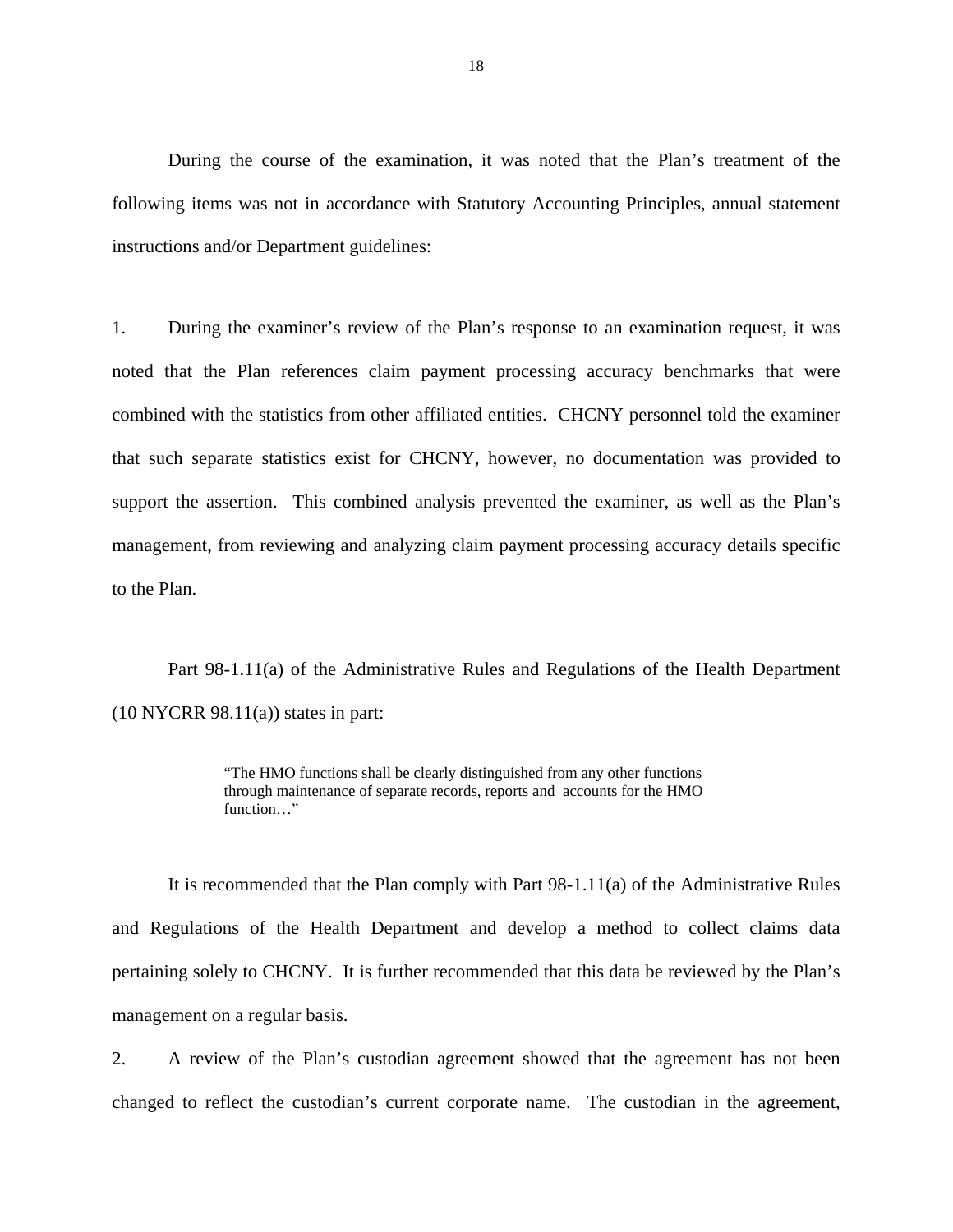During the course of the examination, it was noted that the Plan's treatment of the following items was not in accordance with Statutory Accounting Principles, annual statement instructions and/or Department guidelines:

1. During the examiner's review of the Plan's response to an examination request, it was noted that the Plan references claim payment processing accuracy benchmarks that were combined with the statistics from other affiliated entities. CHCNY personnel told the examiner that such separate statistics exist for CHCNY, however, no documentation was provided to support the assertion. This combined analysis prevented the examiner, as well as the Plan's management, from reviewing and analyzing claim payment processing accuracy details specific to the Plan.

Part 98-1.11(a) of the Administrative Rules and Regulations of the Health Department (10 NYCRR 98.11(a)) states in part:

> "The HMO functions shall be clearly distinguished from any other functions through maintenance of separate records, reports and accounts for the HMO function…"

It is recommended that the Plan comply with Part 98-1.11(a) of the Administrative Rules and Regulations of the Health Department and develop a method to collect claims data pertaining solely to CHCNY. It is further recommended that this data be reviewed by the Plan's management on a regular basis.

2. A review of the Plan's custodian agreement showed that the agreement has not been changed to reflect the custodian's current corporate name. The custodian in the agreement,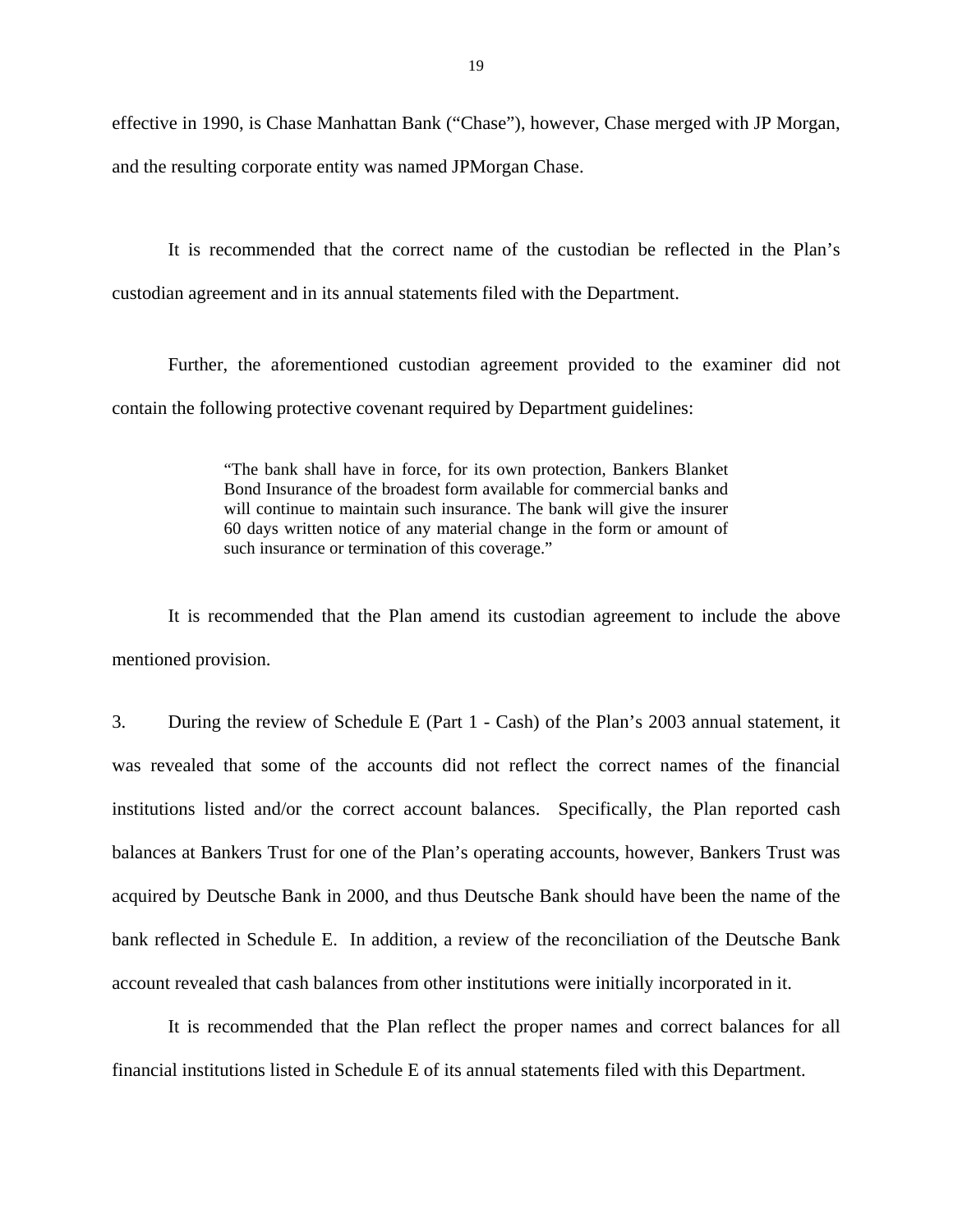effective in 1990, is Chase Manhattan Bank ("Chase"), however, Chase merged with JP Morgan, and the resulting corporate entity was named JPMorgan Chase.

It is recommended that the correct name of the custodian be reflected in the Plan's custodian agreement and in its annual statements filed with the Department.

Further, the aforementioned custodian agreement provided to the examiner did not contain the following protective covenant required by Department guidelines:

> "The bank shall have in force, for its own protection, Bankers Blanket Bond Insurance of the broadest form available for commercial banks and will continue to maintain such insurance. The bank will give the insurer 60 days written notice of any material change in the form or amount of such insurance or termination of this coverage."

It is recommended that the Plan amend its custodian agreement to include the above mentioned provision.

3. During the review of Schedule E (Part 1 - Cash) of the Plan's 2003 annual statement, it was revealed that some of the accounts did not reflect the correct names of the financial institutions listed and/or the correct account balances. Specifically, the Plan reported cash balances at Bankers Trust for one of the Plan's operating accounts, however, Bankers Trust was acquired by Deutsche Bank in 2000, and thus Deutsche Bank should have been the name of the bank reflected in Schedule E. In addition, a review of the reconciliation of the Deutsche Bank account revealed that cash balances from other institutions were initially incorporated in it.

It is recommended that the Plan reflect the proper names and correct balances for all financial institutions listed in Schedule E of its annual statements filed with this Department.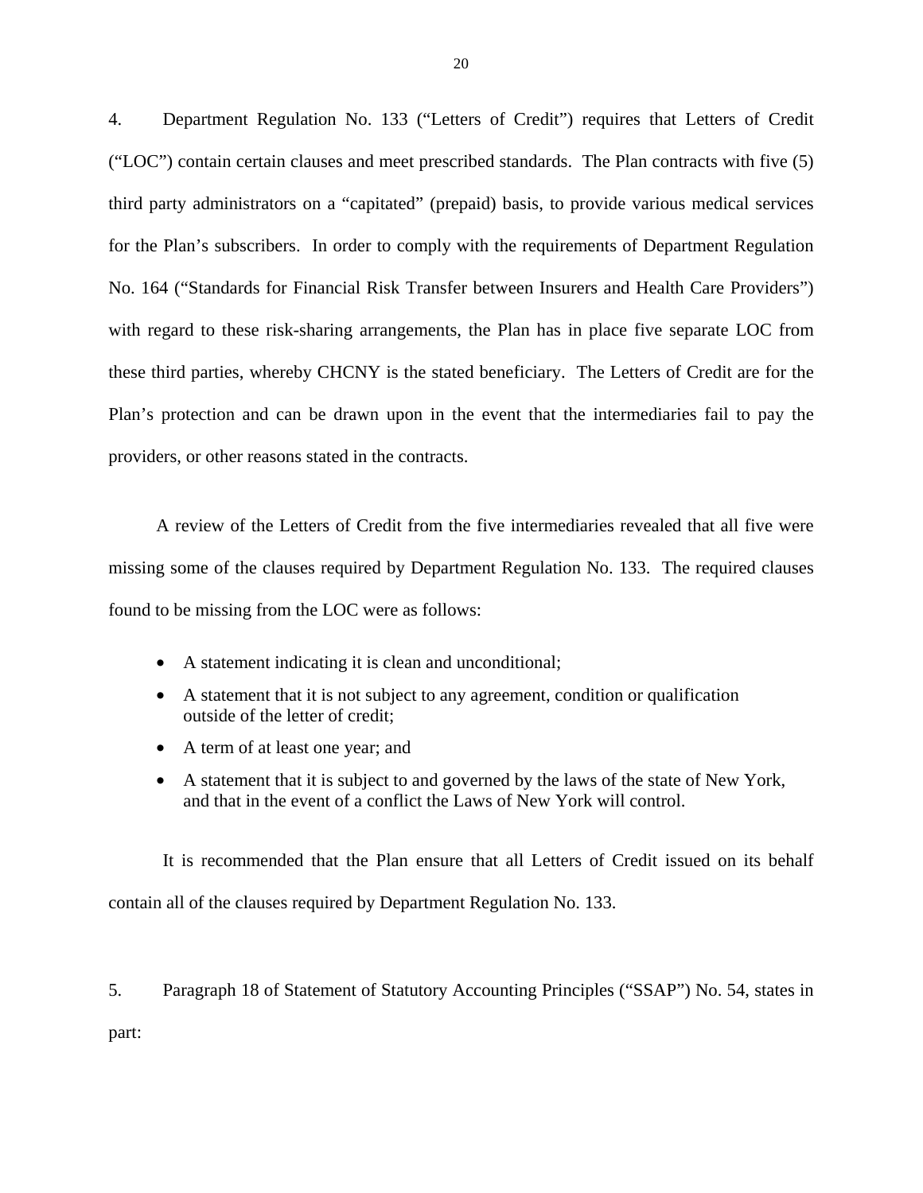4. Department Regulation No. 133 ("Letters of Credit") requires that Letters of Credit ("LOC") contain certain clauses and meet prescribed standards. The Plan contracts with five (5) third party administrators on a "capitated" (prepaid) basis, to provide various medical services for the Plan's subscribers. In order to comply with the requirements of Department Regulation No. 164 ("Standards for Financial Risk Transfer between Insurers and Health Care Providers") with regard to these risk-sharing arrangements, the Plan has in place five separate LOC from these third parties, whereby CHCNY is the stated beneficiary. The Letters of Credit are for the Plan's protection and can be drawn upon in the event that the intermediaries fail to pay the providers, or other reasons stated in the contracts.

A review of the Letters of Credit from the five intermediaries revealed that all five were missing some of the clauses required by Department Regulation No. 133. The required clauses found to be missing from the LOC were as follows:

- A statement indicating it is clean and unconditional;
- A statement that it is not subject to any agreement, condition or qualification outside of the letter of credit;
- A term of at least one year; and
- A statement that it is subject to and governed by the laws of the state of New York, and that in the event of a conflict the Laws of New York will control.

It is recommended that the Plan ensure that all Letters of Credit issued on its behalf contain all of the clauses required by Department Regulation No. 133.

5. Paragraph 18 of Statement of Statutory Accounting Principles ("SSAP") No. 54, states in part: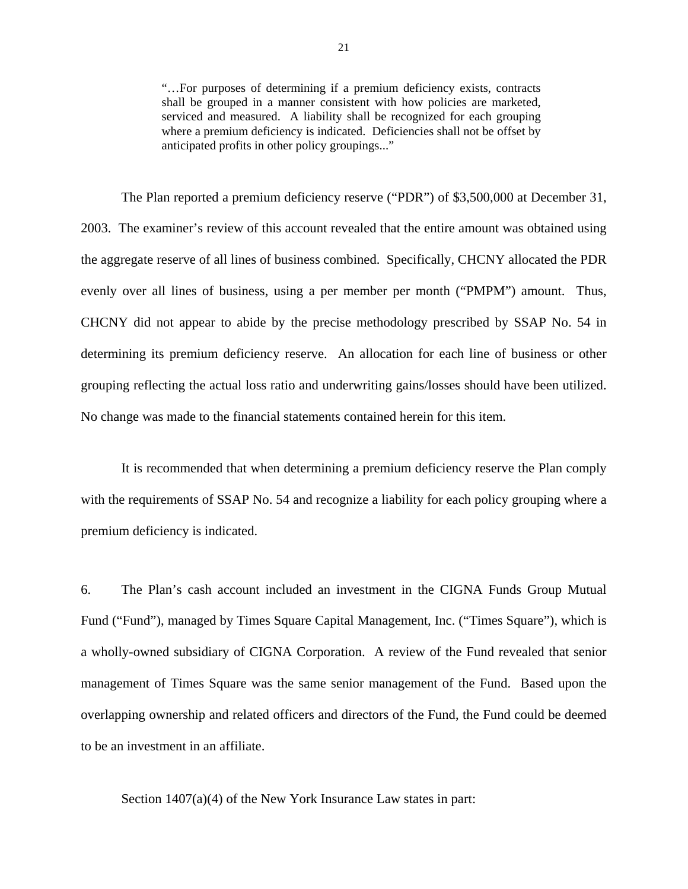> "…For purposes of determining if a premium deficiency exists, contracts shall be grouped in a manner consistent with how policies are marketed, serviced and measured. A liability shall be recognized for each grouping where a premium deficiency is indicated. Deficiencies shall not be offset by anticipated profits in other policy groupings..."

The Plan reported a premium deficiency reserve ("PDR") of $3,500,000 at December 31, 2003. The examiner's review of this account revealed that the entire amount was obtained using the aggregate reserve of all lines of business combined. Specifically, CHCNY allocated the PDR evenly over all lines of business, using a per member per month ("PMPM") amount. Thus, CHCNY did not appear to abide by the precise methodology prescribed by SSAP No. 54 in determining its premium deficiency reserve. An allocation for each line of business or other grouping reflecting the actual loss ratio and underwriting gains/losses should have been utilized. No change was made to the financial statements contained herein for this item.

It is recommended that when determining a premium deficiency reserve the Plan comply with the requirements of SSAP No. 54 and recognize a liability for each policy grouping where a premium deficiency is indicated.

6. The Plan's cash account included an investment in the CIGNA Funds Group Mutual Fund ("Fund"), managed by Times Square Capital Management, Inc. ("Times Square"), which is a wholly-owned subsidiary of CIGNA Corporation. A review of the Fund revealed that senior management of Times Square was the same senior management of the Fund. Based upon the overlapping ownership and related officers and directors of the Fund, the Fund could be deemed to be an investment in an affiliate.

Section 1407(a)(4) of the New York Insurance Law states in part: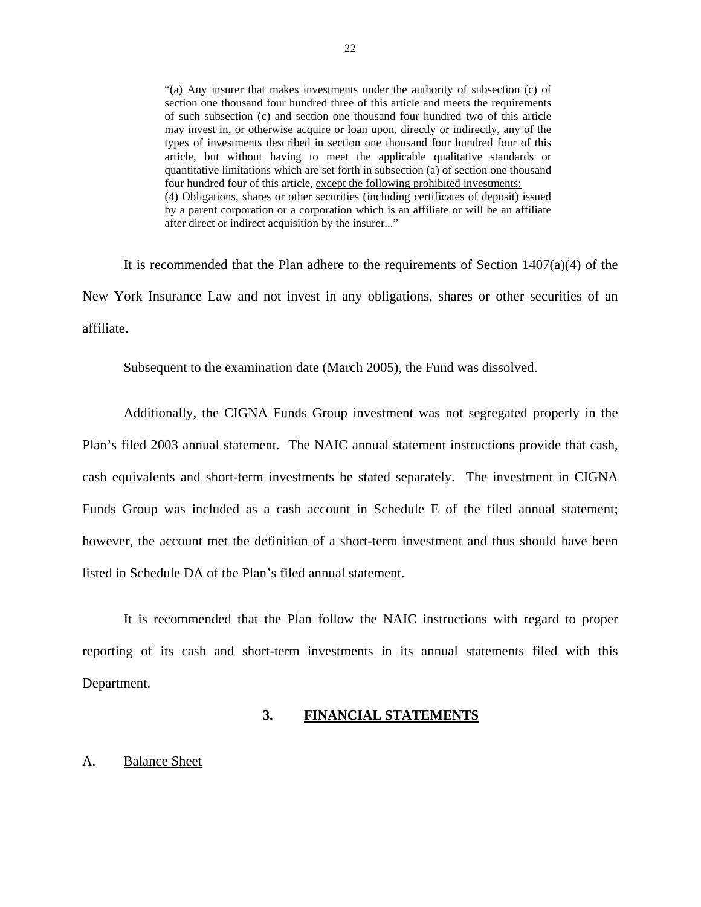> "(a) Any insurer that makes investments under the authority of subsection (c) of section one thousand four hundred three of this article and meets the requirements of such subsection (c) and section one thousand four hundred two of this article may invest in, or otherwise acquire or loan upon, directly or indirectly, any of the types of investments described in section one thousand four hundred four of this article, but without having to meet the applicable qualitative standards or quantitative limitations which are set forth in subsection (a) of section one thousand four hundred four of this article, <u>except the following prohibited investments:</u>
> (4) Obligations, shares or other securities (including certificates of deposit) issued by a parent corporation or a corporation which is an affiliate or will be an affiliate after direct or indirect acquisition by the insurer..."

It is recommended that the Plan adhere to the requirements of Section 1407(a)(4) of the New York Insurance Law and not invest in any obligations, shares or other securities of an affiliate.

Subsequent to the examination date (March 2005), the Fund was dissolved.

Additionally, the CIGNA Funds Group investment was not segregated properly in the Plan's filed 2003 annual statement. The NAIC annual statement instructions provide that cash, cash equivalents and short-term investments be stated separately. The investment in CIGNA Funds Group was included as a cash account in Schedule E of the filed annual statement; however, the account met the definition of a short-term investment and thus should have been listed in Schedule DA of the Plan's filed annual statement.

It is recommended that the Plan follow the NAIC instructions with regard to proper reporting of its cash and short-term investments in its annual statements filed with this Department.

## 3. FINANCIAL STATEMENTS

### A. Balance Sheet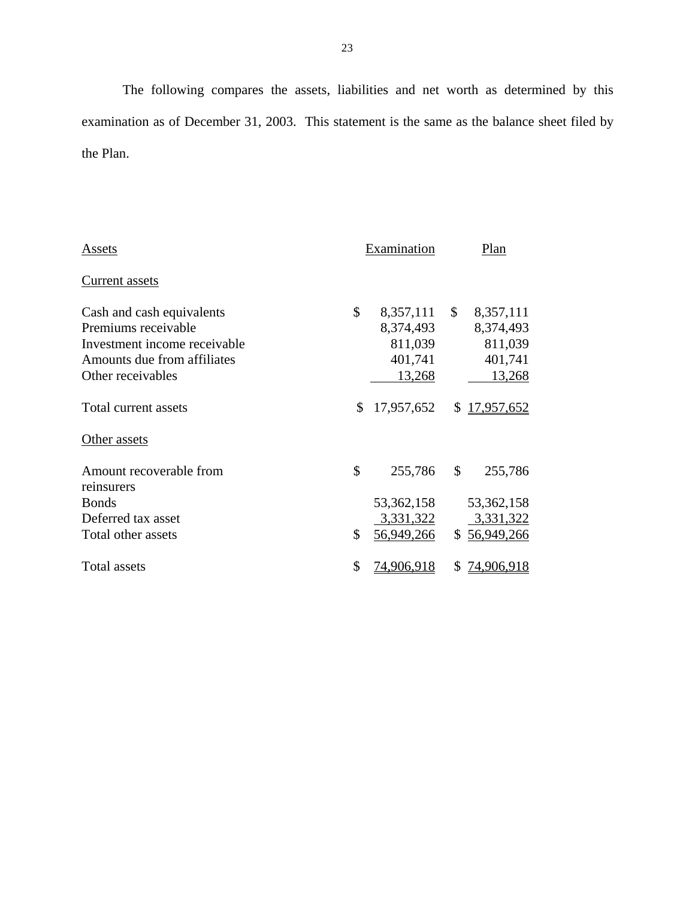The following compares the assets, liabilities and net worth as determined by this examination as of December 31, 2003. This statement is the same as the balance sheet filed by the Plan.

| Assets | Examination | Plan |
|---|---|---|
| Current assets | | |
| Cash and cash equivalents | $ 8,357,111 | $ 8,357,111 |
| Premiums receivable | 8,374,493 | 8,374,493 |
| Investment income receivable | 811,039 | 811,039 |
| Amounts due from affiliates | 401,741 | 401,741 |
| Other receivables | 13,268 | 13,268 |
| Total current assets | $ 17,957,652 | $ 17,957,652 |
| Other assets | | |
| Amount recoverable from reinsurers | $ 255,786 | $ 255,786 |
| Bonds | 53,362,158 | 53,362,158 |
| Deferred tax asset | 3,331,322 | 3,331,322 |
| Total other assets | $ 56,949,266 | $ 56,949,266 |
| Total assets | $ 74,906,918 | $ 74,906,918 |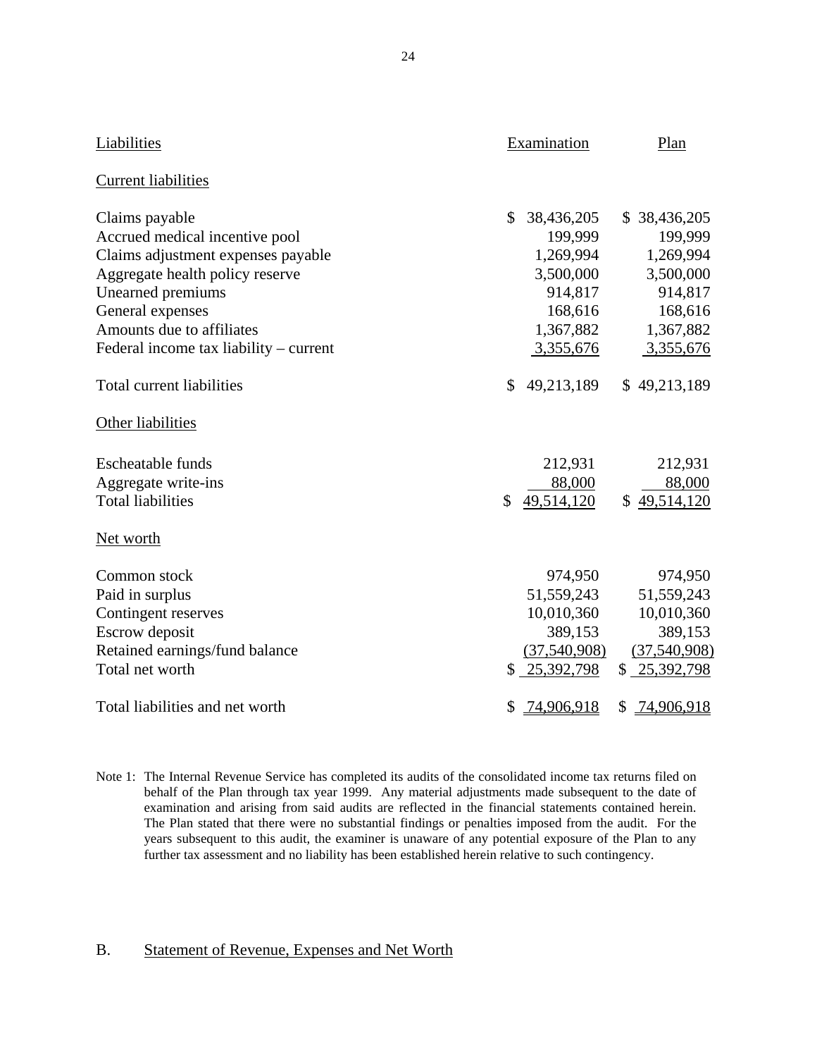| Liabilities | Examination | Plan |
|---|---|---|
| Current liabilities | | |
| Claims payable | $ 38,436,205 | $ 38,436,205 |
| Accrued medical incentive pool | 199,999 | 199,999 |
| Claims adjustment expenses payable | 1,269,994 | 1,269,994 |
| Aggregate health policy reserve | 3,500,000 | 3,500,000 |
| Unearned premiums | 914,817 | 914,817 |
| General expenses | 168,616 | 168,616 |
| Amounts due to affiliates | 1,367,882 | 1,367,882 |
| Federal income tax liability – current | 3,355,676 | 3,355,676 |
| Total current liabilities | $ 49,213,189 | $ 49,213,189 |
| Other liabilities | | |
| Escheatable funds | 212,931 | 212,931 |
| Aggregate write-ins | 88,000 | 88,000 |
| Total liabilities | $ 49,514,120 | $ 49,514,120 |
| Net worth | | |
| Common stock | 974,950 | 974,950 |
| Paid in surplus | 51,559,243 | 51,559,243 |
| Contingent reserves | 10,010,360 | 10,010,360 |
| Escrow deposit | 389,153 | 389,153 |
| Retained earnings/fund balance | (37,540,908) | (37,540,908) |
| Total net worth | $ 25,392,798 | $ 25,392,798 |
| Total liabilities and net worth | $ 74,906,918 | $ 74,906,918 |

Note 1: The Internal Revenue Service has completed its audits of the consolidated income tax returns filed on behalf of the Plan through tax year 1999. Any material adjustments made subsequent to the date of examination and arising from said audits are reflected in the financial statements contained herein. The Plan stated that there were no substantial findings or penalties imposed from the audit. For the years subsequent to this audit, the examiner is unaware of any potential exposure of the Plan to any further tax assessment and no liability has been established herein relative to such contingency.

## B. Statement of Revenue, Expenses and Net Worth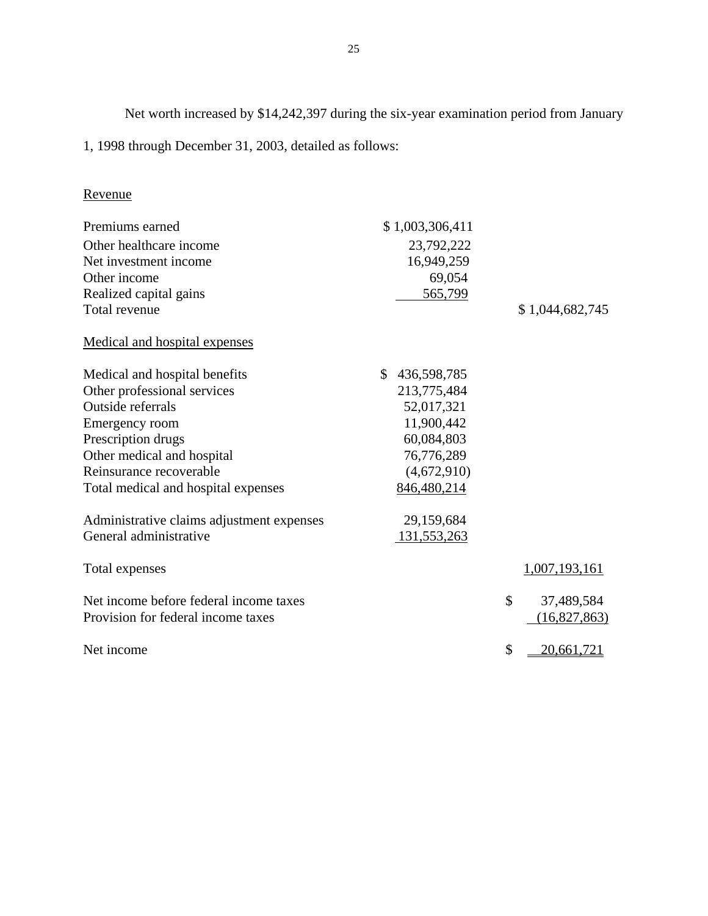Net worth increased by $14,242,397 during the six-year examination period from January 1, 1998 through December 31, 2003, detailed as follows:

| | | |
|---|---|---|
| Revenue | | |
| Premiums earned | $ 1,003,306,411 | |
| Other healthcare income | 23,792,222 | |
| Net investment income | 16,949,259 | |
| Other income | 69,054 | |
| Realized capital gains | 565,799 | |
| Total revenue | | $ 1,044,682,745 |
| Medical and hospital expenses | | |
| Medical and hospital benefits | $ 436,598,785 | |
| Other professional services | 213,775,484 | |
| Outside referrals | 52,017,321 | |
| Emergency room | 11,900,442 | |
| Prescription drugs | 60,084,803 | |
| Other medical and hospital | 76,776,289 | |
| Reinsurance recoverable | (4,672,910) | |
| Total medical and hospital expenses | 846,480,214 | |
| Administrative claims adjustment expenses | 29,159,684 | |
| General administrative | 131,553,263 | |
| Total expenses | | 1,007,193,161 |
| Net income before federal income taxes | | $ 37,489,584 |
| Provision for federal income taxes | | (16,827,863) |
| Net income | | $ 20,661,721 |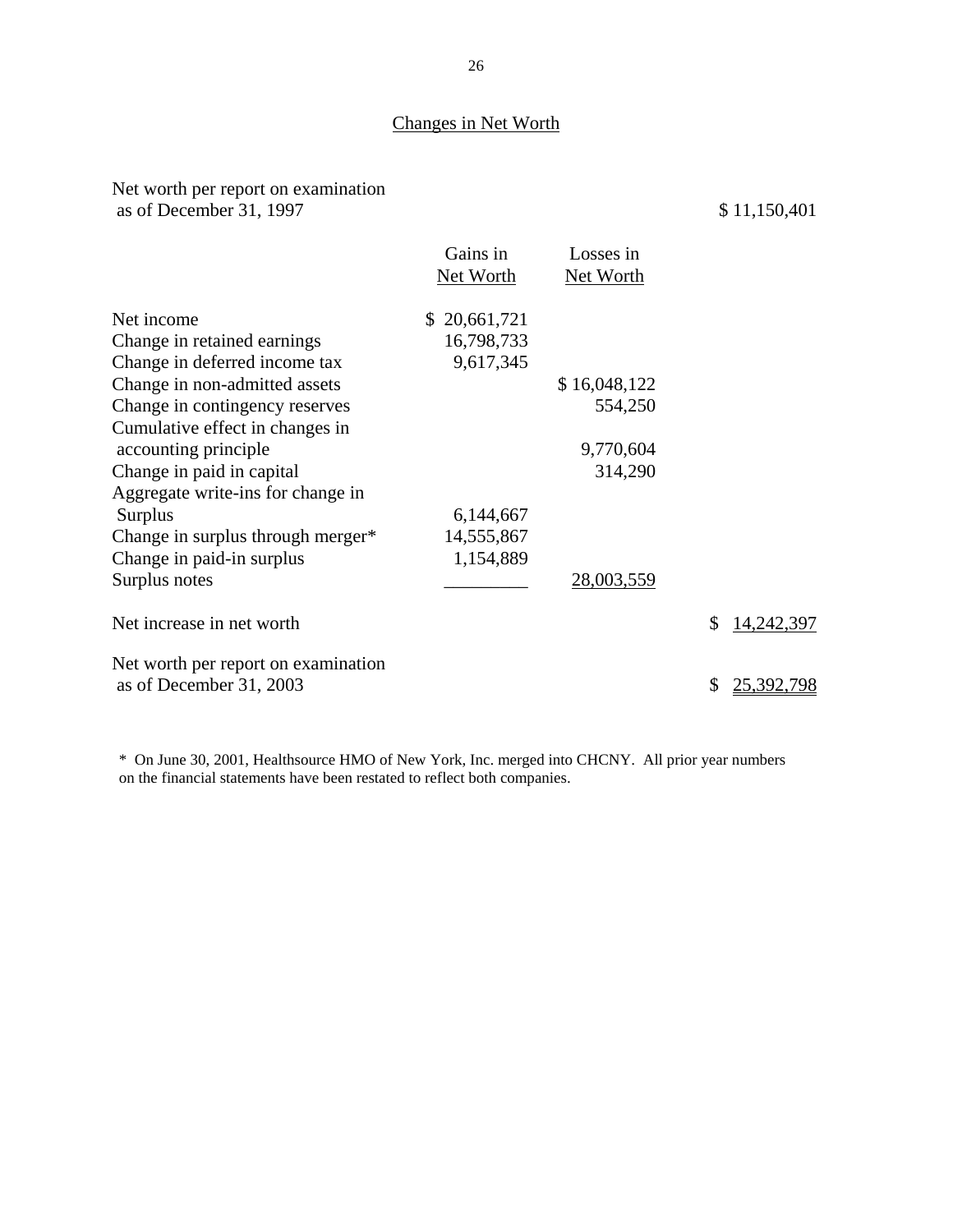## Changes in Net Worth

| | Gains in Net Worth | Losses in Net Worth | |
|---|---|---|---|
| Net worth per report on examination as of December 31, 1997 | | | $ 11,150,401 |
| Net income | $ 20,661,721 | | |
| Change in retained earnings | 16,798,733 | | |
| Change in deferred income tax | 9,617,345 | | |
| Change in non-admitted assets | | $ 16,048,122 | |
| Change in contingency reserves | | 554,250 | |
| Cumulative effect in changes in accounting principle | | 9,770,604 | |
| Change in paid in capital | | 314,290 | |
| Aggregate write-ins for change in Surplus | 6,144,667 | | |
| Change in surplus through merger* | 14,555,867 | | |
| Change in paid-in surplus | 1,154,889 | | |
| Surplus notes | _________ | 28,003,559 | |
| Net increase in net worth | | | $ 14,242,397 |
| Net worth per report on examination as of December 31, 2003 | | | $ 25,392,798 |

\* On June 30, 2001, Healthsource HMO of New York, Inc. merged into CHCNY. All prior year numbers on the financial statements have been restated to reflect both companies.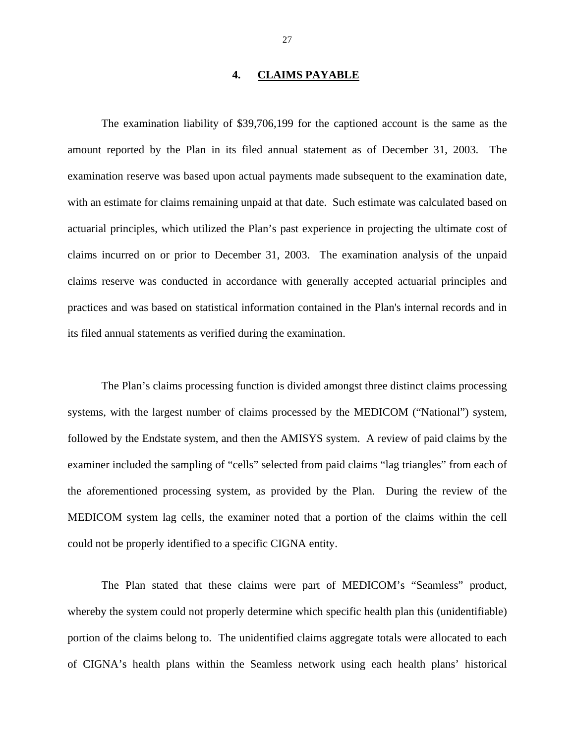## 4. CLAIMS PAYABLE

The examination liability of $39,706,199 for the captioned account is the same as the amount reported by the Plan in its filed annual statement as of December 31, 2003. The examination reserve was based upon actual payments made subsequent to the examination date, with an estimate for claims remaining unpaid at that date. Such estimate was calculated based on actuarial principles, which utilized the Plan's past experience in projecting the ultimate cost of claims incurred on or prior to December 31, 2003. The examination analysis of the unpaid claims reserve was conducted in accordance with generally accepted actuarial principles and practices and was based on statistical information contained in the Plan's internal records and in its filed annual statements as verified during the examination.

The Plan's claims processing function is divided amongst three distinct claims processing systems, with the largest number of claims processed by the MEDICOM ("National") system, followed by the Endstate system, and then the AMISYS system. A review of paid claims by the examiner included the sampling of "cells" selected from paid claims "lag triangles" from each of the aforementioned processing system, as provided by the Plan. During the review of the MEDICOM system lag cells, the examiner noted that a portion of the claims within the cell could not be properly identified to a specific CIGNA entity.

The Plan stated that these claims were part of MEDICOM's "Seamless" product, whereby the system could not properly determine which specific health plan this (unidentifiable) portion of the claims belong to. The unidentified claims aggregate totals were allocated to each of CIGNA's health plans within the Seamless network using each health plans' historical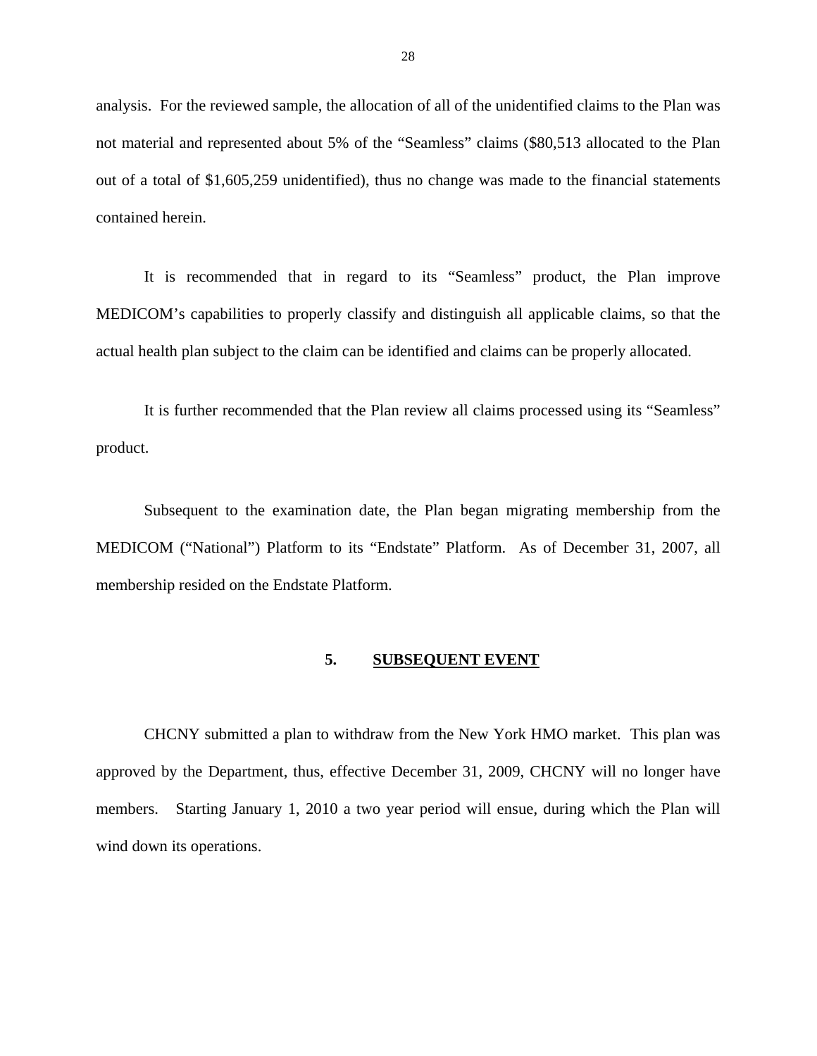analysis. For the reviewed sample, the allocation of all of the unidentified claims to the Plan was not material and represented about 5% of the "Seamless" claims ($80,513 allocated to the Plan out of a total of $1,605,259 unidentified), thus no change was made to the financial statements contained herein.

It is recommended that in regard to its "Seamless" product, the Plan improve MEDICOM's capabilities to properly classify and distinguish all applicable claims, so that the actual health plan subject to the claim can be identified and claims can be properly allocated.

It is further recommended that the Plan review all claims processed using its "Seamless" product.

Subsequent to the examination date, the Plan began migrating membership from the MEDICOM ("National") Platform to its "Endstate" Platform. As of December 31, 2007, all membership resided on the Endstate Platform.

## 5. SUBSEQUENT EVENT

CHCNY submitted a plan to withdraw from the New York HMO market. This plan was approved by the Department, thus, effective December 31, 2009, CHCNY will no longer have members. Starting January 1, 2010 a two year period will ensue, during which the Plan will wind down its operations.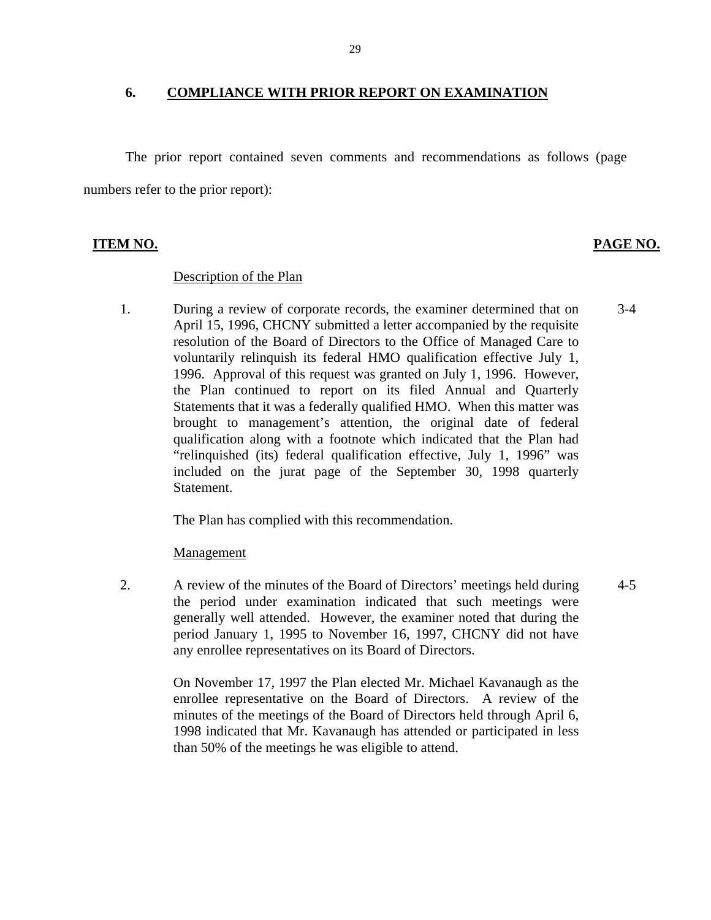## 6. COMPLIANCE WITH PRIOR REPORT ON EXAMINATION

The prior report contained seven comments and recommendations as follows (page numbers refer to the prior report):

| ITEM NO. | | PAGE NO. |
|---|---|---|
| | Description of the Plan | |
| 1. | During a review of corporate records, the examiner determined that on April 15, 1996, CHCNY submitted a letter accompanied by the requisite resolution of the Board of Directors to the Office of Managed Care to voluntarily relinquish its federal HMO qualification effective July 1, 1996. Approval of this request was granted on July 1, 1996. However, the Plan continued to report on its filed Annual and Quarterly Statements that it was a federally qualified HMO. When this matter was brought to management's attention, the original date of federal qualification along with a footnote which indicated that the Plan had "relinquished (its) federal qualification effective, July 1, 1996" was included on the jurat page of the September 30, 1998 quarterly Statement.<br><br>The Plan has complied with this recommendation. | 3-4 |
| | Management | |
| 2. | A review of the minutes of the Board of Directors' meetings held during the period under examination indicated that such meetings were generally well attended. However, the examiner noted that during the period January 1, 1995 to November 16, 1997, CHCNY did not have any enrollee representatives on its Board of Directors.<br><br>On November 17, 1997 the Plan elected Mr. Michael Kavanaugh as the enrollee representative on the Board of Directors. A review of the minutes of the meetings of the Board of Directors held through April 6, 1998 indicated that Mr. Kavanaugh has attended or participated in less than 50% of the meetings he was eligible to attend. | 4-5 |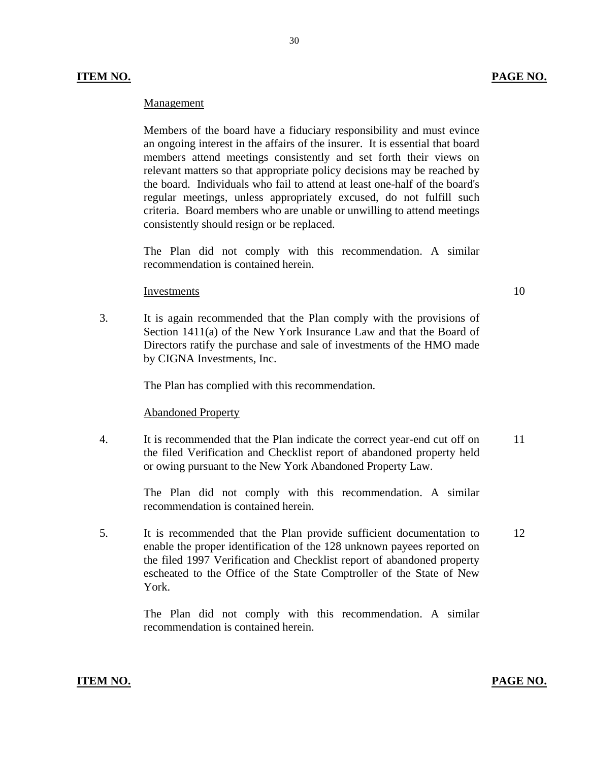**ITEM NO.** **PAGE NO.**

Management

Members of the board have a fiduciary responsibility and must evince an ongoing interest in the affairs of the insurer. It is essential that board members attend meetings consistently and set forth their views on relevant matters so that appropriate policy decisions may be reached by the board. Individuals who fail to attend at least one-half of the board's regular meetings, unless appropriately excused, do not fulfill such criteria. Board members who are unable or unwilling to attend meetings consistently should resign or be replaced.

The Plan did not comply with this recommendation. A similar recommendation is contained herein.

Investments — 10

3. It is again recommended that the Plan comply with the provisions of Section 1411(a) of the New York Insurance Law and that the Board of Directors ratify the purchase and sale of investments of the HMO made by CIGNA Investments, Inc.

   The Plan has complied with this recommendation.

Abandoned Property

4. It is recommended that the Plan indicate the correct year-end cut off on the filed Verification and Checklist report of abandoned property held or owing pursuant to the New York Abandoned Property Law. — 11

   The Plan did not comply with this recommendation. A similar recommendation is contained herein.

5. It is recommended that the Plan provide sufficient documentation to enable the proper identification of the 128 unknown payees reported on the filed 1997 Verification and Checklist report of abandoned property escheated to the Office of the State Comptroller of the State of New York. — 12

   The Plan did not comply with this recommendation. A similar recommendation is contained herein.

**ITEM NO.** **PAGE NO.**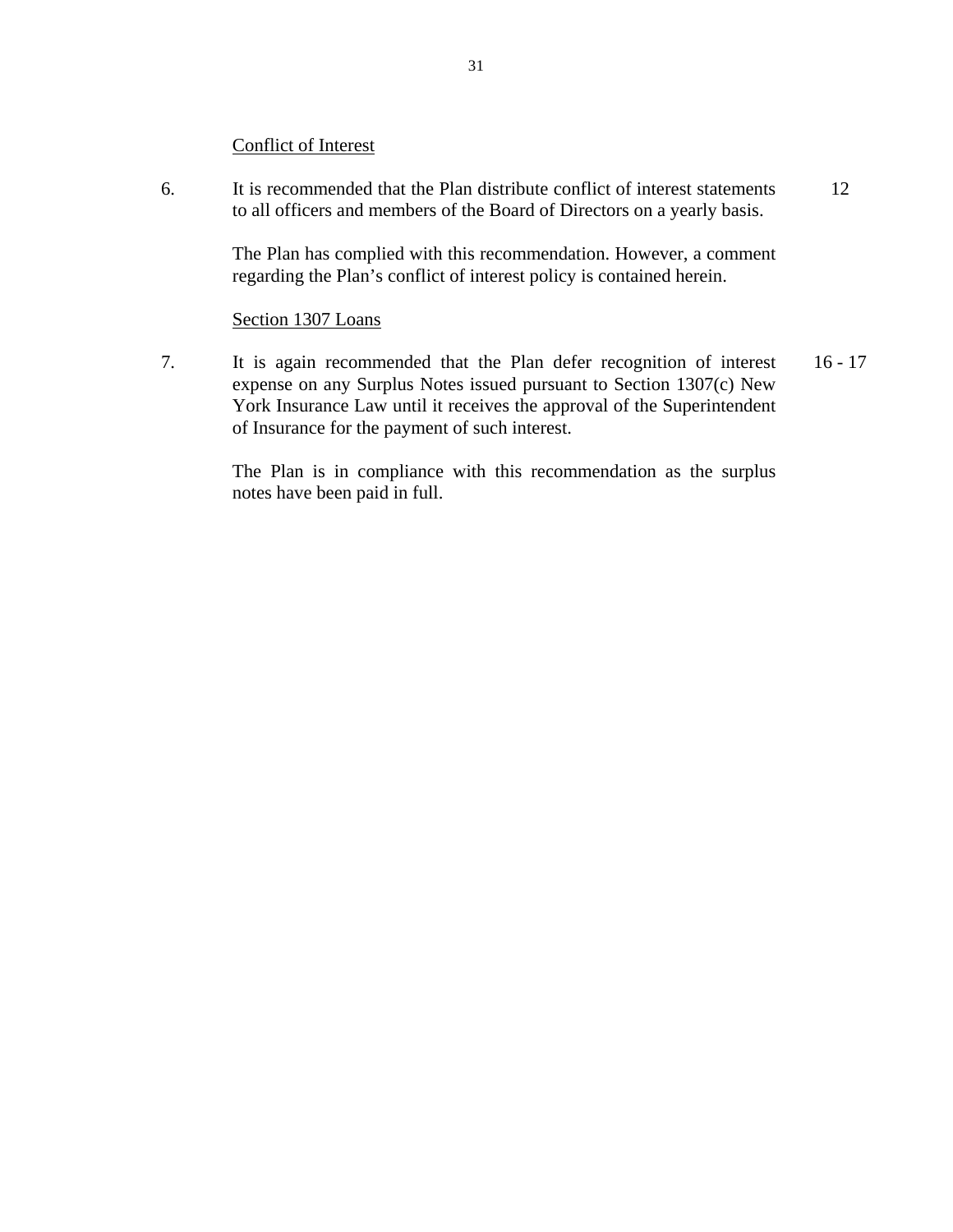Conflict of Interest

| | | |
|---|---|---|
| 6. | It is recommended that the Plan distribute conflict of interest statements to all officers and members of the Board of Directors on a yearly basis.<br><br>The Plan has complied with this recommendation. However, a comment regarding the Plan's conflict of interest policy is contained herein. | 12 |

Section 1307 Loans

| | | |
|---|---|---|
| 7. | It is again recommended that the Plan defer recognition of interest expense on any Surplus Notes issued pursuant to Section 1307(c) New York Insurance Law until it receives the approval of the Superintendent of Insurance for the payment of such interest.<br><br>The Plan is in compliance with this recommendation as the surplus notes have been paid in full. | 16 - 17 |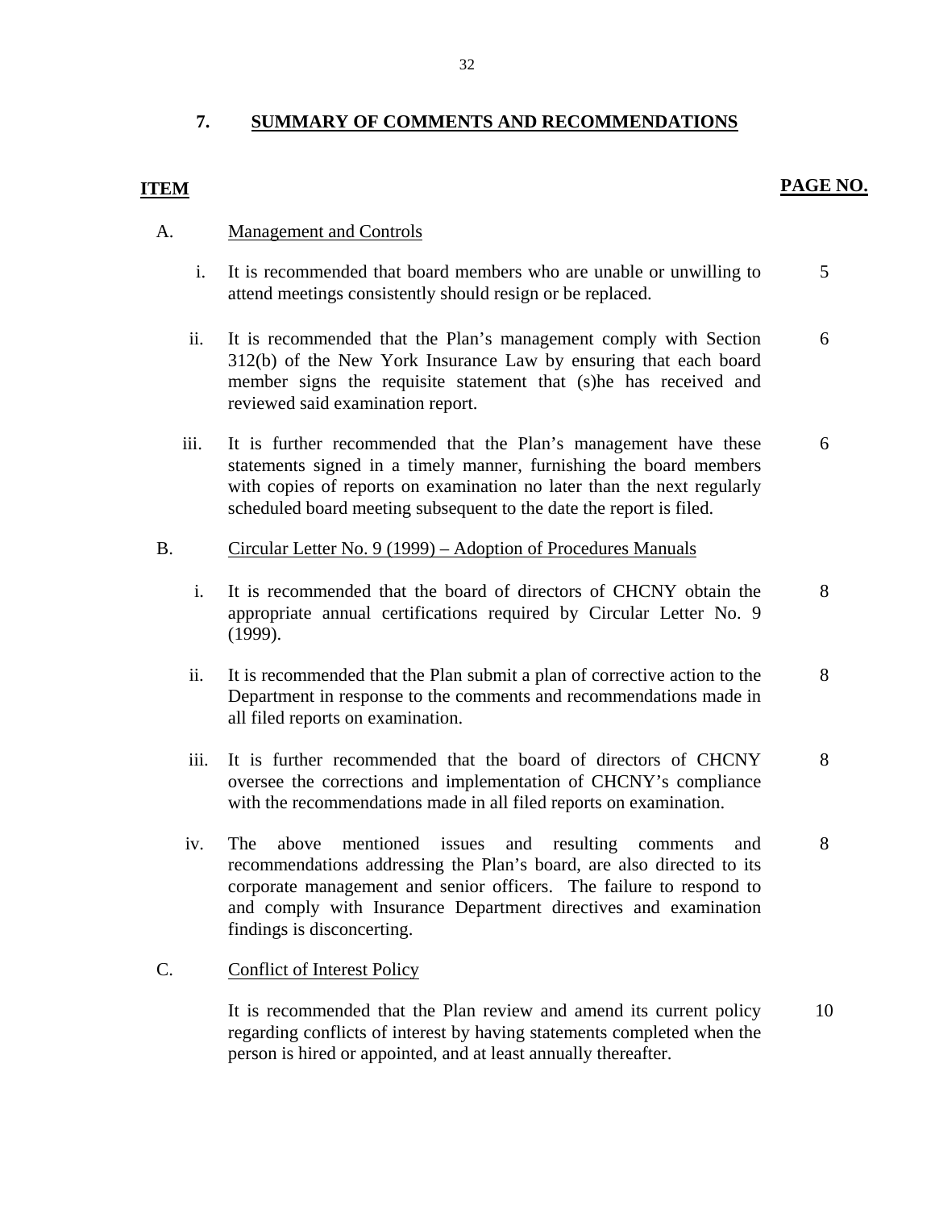## 7. SUMMARY OF COMMENTS AND RECOMMENDATIONS

| ITEM | | | PAGE NO. |
|---|---|---|---|
| A. | Management and Controls | | |
| | i. | It is recommended that board members who are unable or unwilling to attend meetings consistently should resign or be replaced. | 5 |
| | ii. | It is recommended that the Plan's management comply with Section 312(b) of the New York Insurance Law by ensuring that each board member signs the requisite statement that (s)he has received and reviewed said examination report. | 6 |
| | iii. | It is further recommended that the Plan's management have these statements signed in a timely manner, furnishing the board members with copies of reports on examination no later than the next regularly scheduled board meeting subsequent to the date the report is filed. | 6 |
| B. | Circular Letter No. 9 (1999) – Adoption of Procedures Manuals | | |
| | i. | It is recommended that the board of directors of CHCNY obtain the appropriate annual certifications required by Circular Letter No. 9 (1999). | 8 |
| | ii. | It is recommended that the Plan submit a plan of corrective action to the Department in response to the comments and recommendations made in all filed reports on examination. | 8 |
| | iii. | It is further recommended that the board of directors of CHCNY oversee the corrections and implementation of CHCNY's compliance with the recommendations made in all filed reports on examination. | 8 |
| | iv. | The above mentioned issues and resulting comments and recommendations addressing the Plan's board, are also directed to its corporate management and senior officers. The failure to respond to and comply with Insurance Department directives and examination findings is disconcerting. | 8 |
| C. | Conflict of Interest Policy | | |
| | | It is recommended that the Plan review and amend its current policy regarding conflicts of interest by having statements completed when the person is hired or appointed, and at least annually thereafter. | 10 |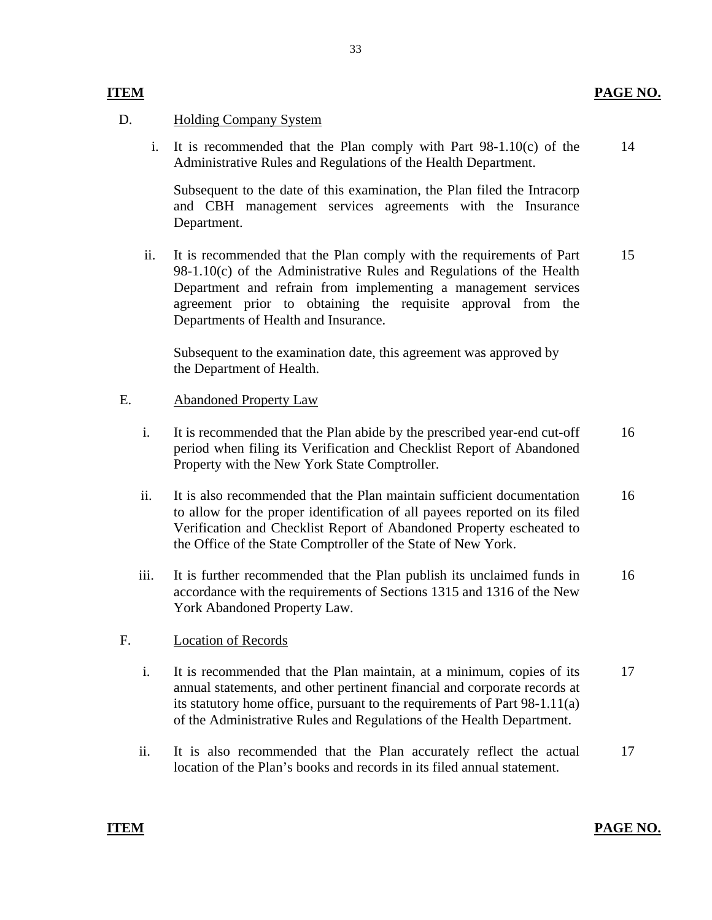| ITEM | | PAGE NO. |
|---|---|---|
| D. | Holding Company System | |
| i. | It is recommended that the Plan comply with Part 98-1.10(c) of the Administrative Rules and Regulations of the Health Department.<br><br>Subsequent to the date of this examination, the Plan filed the Intracorp and CBH management services agreements with the Insurance Department. | 14 |
| ii. | It is recommended that the Plan comply with the requirements of Part 98-1.10(c) of the Administrative Rules and Regulations of the Health Department and refrain from implementing a management services agreement prior to obtaining the requisite approval from the Departments of Health and Insurance.<br><br>Subsequent to the examination date, this agreement was approved by the Department of Health. | 15 |
| E. | Abandoned Property Law | |
| i. | It is recommended that the Plan abide by the prescribed year-end cut-off period when filing its Verification and Checklist Report of Abandoned Property with the New York State Comptroller. | 16 |
| ii. | It is also recommended that the Plan maintain sufficient documentation to allow for the proper identification of all payees reported on its filed Verification and Checklist Report of Abandoned Property escheated to the Office of the State Comptroller of the State of New York. | 16 |
| iii. | It is further recommended that the Plan publish its unclaimed funds in accordance with the requirements of Sections 1315 and 1316 of the New York Abandoned Property Law. | 16 |
| F. | Location of Records | |
| i. | It is recommended that the Plan maintain, at a minimum, copies of its annual statements, and other pertinent financial and corporate records at its statutory home office, pursuant to the requirements of Part 98-1.11(a) of the Administrative Rules and Regulations of the Health Department. | 17 |
| ii. | It is also recommended that the Plan accurately reflect the actual location of the Plan's books and records in its filed annual statement. | 17 |

**ITEM** **PAGE NO.**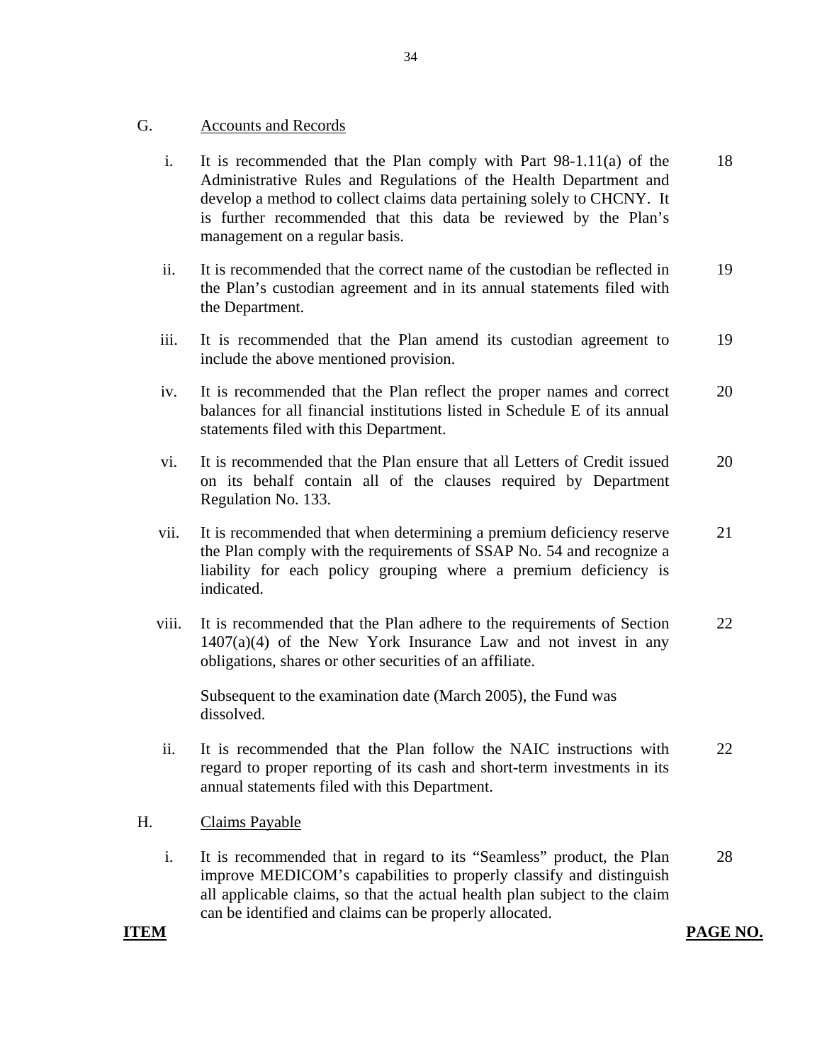G. Accounts and Records

| | | |
|---|---|---|
| i. | It is recommended that the Plan comply with Part 98-1.11(a) of the Administrative Rules and Regulations of the Health Department and develop a method to collect claims data pertaining solely to CHCNY. It is further recommended that this data be reviewed by the Plan's management on a regular basis. | 18 |
| ii. | It is recommended that the correct name of the custodian be reflected in the Plan's custodian agreement and in its annual statements filed with the Department. | 19 |
| iii. | It is recommended that the Plan amend its custodian agreement to include the above mentioned provision. | 19 |
| iv. | It is recommended that the Plan reflect the proper names and correct balances for all financial institutions listed in Schedule E of its annual statements filed with this Department. | 20 |
| vi. | It is recommended that the Plan ensure that all Letters of Credit issued on its behalf contain all of the clauses required by Department Regulation No. 133. | 20 |
| vii. | It is recommended that when determining a premium deficiency reserve the Plan comply with the requirements of SSAP No. 54 and recognize a liability for each policy grouping where a premium deficiency is indicated. | 21 |
| viii. | It is recommended that the Plan adhere to the requirements of Section 1407(a)(4) of the New York Insurance Law and not invest in any obligations, shares or other securities of an affiliate.<br><br>Subsequent to the examination date (March 2005), the Fund was dissolved. | 22 |
| ii. | It is recommended that the Plan follow the NAIC instructions with regard to proper reporting of its cash and short-term investments in its annual statements filed with this Department. | 22 |

H. Claims Payable

| | | |
|---|---|---|
| i. | It is recommended that in regard to its "Seamless" product, the Plan improve MEDICOM's capabilities to properly classify and distinguish all applicable claims, so that the actual health plan subject to the claim can be identified and claims can be properly allocated. | 28 |

**ITEM** **PAGE NO.**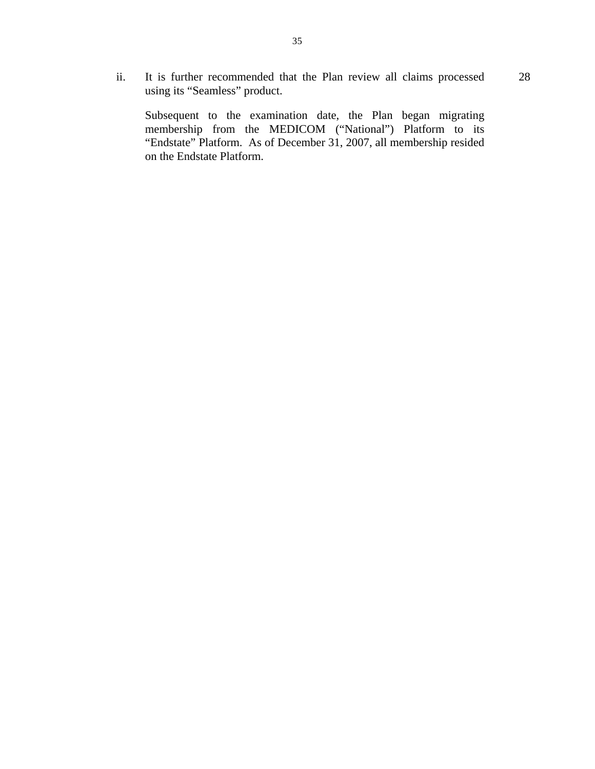ii. It is further recommended that the Plan review all claims processed using its "Seamless" product. 28

Subsequent to the examination date, the Plan began migrating membership from the MEDICOM ("National") Platform to its "Endstate" Platform. As of December 31, 2007, all membership resided on the Endstate Platform.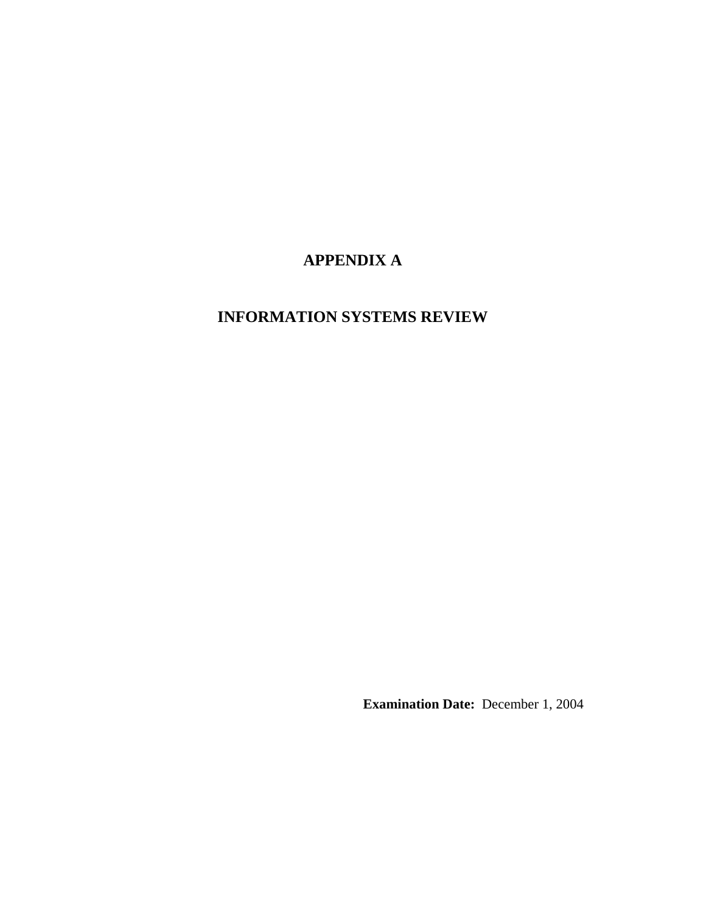# APPENDIX A

# INFORMATION SYSTEMS REVIEW

**Examination Date:** December 1, 2004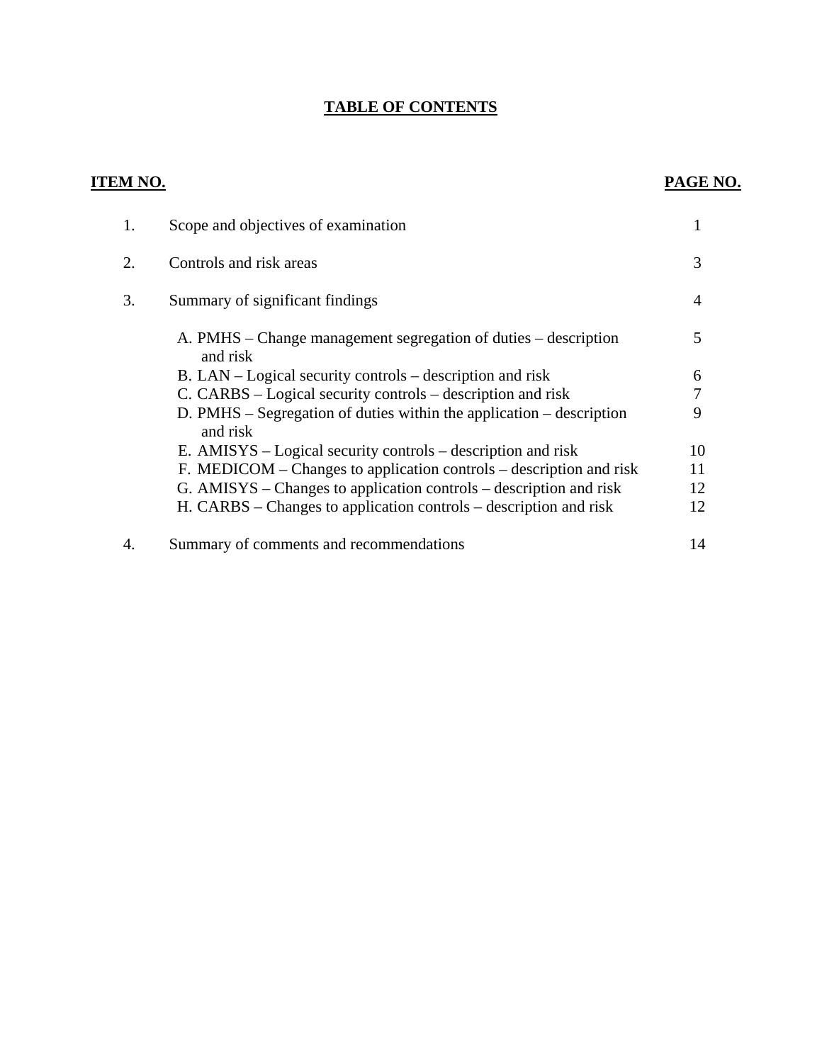# TABLE OF CONTENTS

| ITEM NO. | | PAGE NO. |
|---|---|---|
| 1. | Scope and objectives of examination | 1 |
| 2. | Controls and risk areas | 3 |
| 3. | Summary of significant findings | 4 |
| | A. PMHS – Change management segregation of duties – description and risk | 5 |
| | B. LAN – Logical security controls – description and risk | 6 |
| | C. CARBS – Logical security controls – description and risk | 7 |
| | D. PMHS – Segregation of duties within the application – description and risk | 9 |
| | E. AMISYS – Logical security controls – description and risk | 10 |
| | F. MEDICOM – Changes to application controls – description and risk | 11 |
| | G. AMISYS – Changes to application controls – description and risk | 12 |
| | H. CARBS – Changes to application controls – description and risk | 12 |
| 4. | Summary of comments and recommendations | 14 |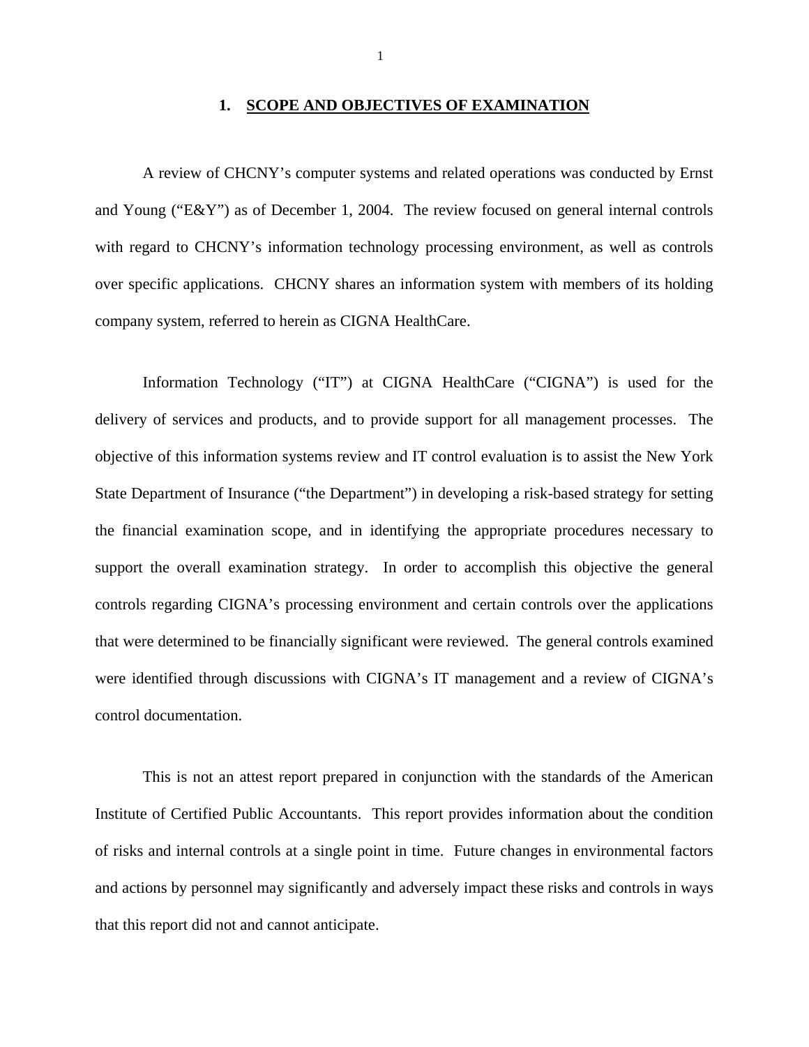## 1. SCOPE AND OBJECTIVES OF EXAMINATION

A review of CHCNY's computer systems and related operations was conducted by Ernst and Young ("E&Y") as of December 1, 2004. The review focused on general internal controls with regard to CHCNY's information technology processing environment, as well as controls over specific applications. CHCNY shares an information system with members of its holding company system, referred to herein as CIGNA HealthCare.

Information Technology ("IT") at CIGNA HealthCare ("CIGNA") is used for the delivery of services and products, and to provide support for all management processes. The objective of this information systems review and IT control evaluation is to assist the New York State Department of Insurance ("the Department") in developing a risk-based strategy for setting the financial examination scope, and in identifying the appropriate procedures necessary to support the overall examination strategy. In order to accomplish this objective the general controls regarding CIGNA's processing environment and certain controls over the applications that were determined to be financially significant were reviewed. The general controls examined were identified through discussions with CIGNA's IT management and a review of CIGNA's control documentation.

This is not an attest report prepared in conjunction with the standards of the American Institute of Certified Public Accountants. This report provides information about the condition of risks and internal controls at a single point in time. Future changes in environmental factors and actions by personnel may significantly and adversely impact these risks and controls in ways that this report did not and cannot anticipate.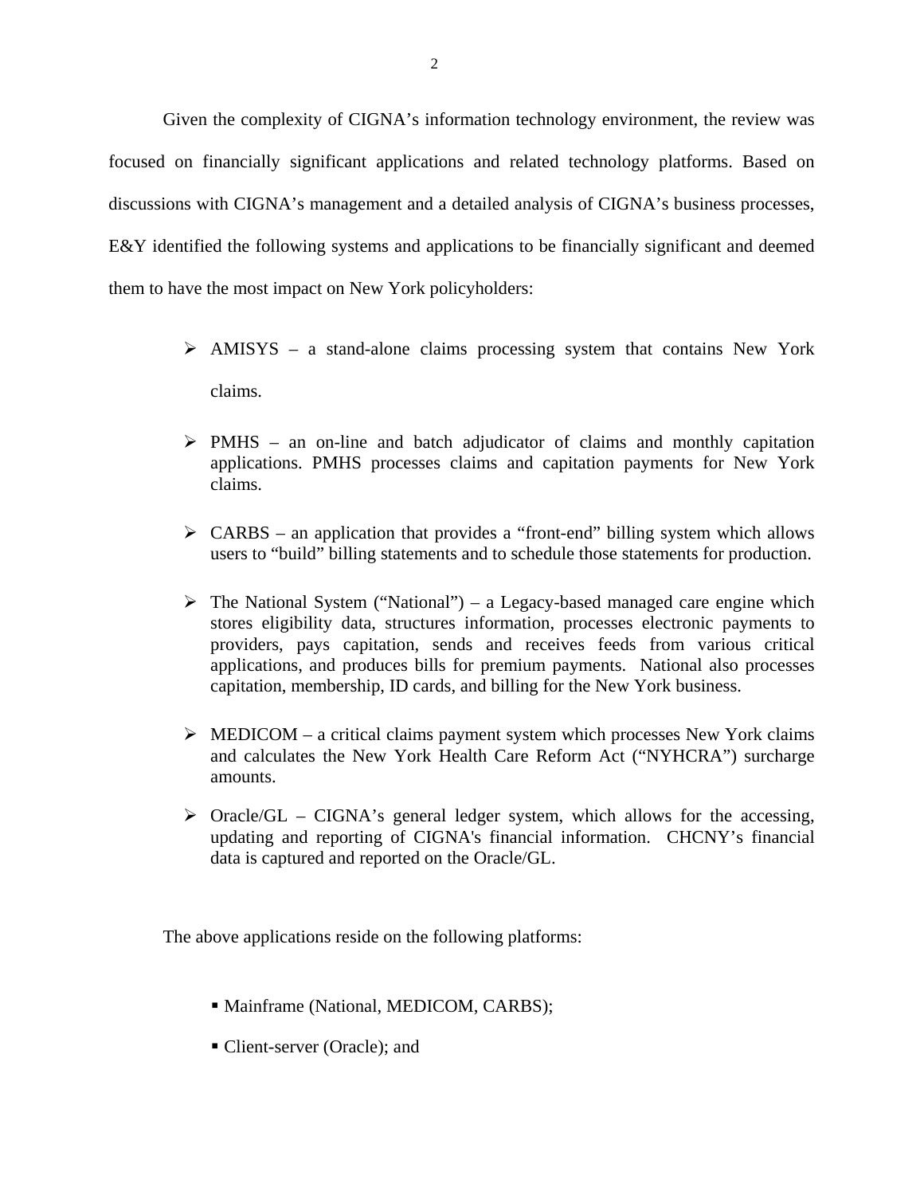Given the complexity of CIGNA's information technology environment, the review was focused on financially significant applications and related technology platforms. Based on discussions with CIGNA's management and a detailed analysis of CIGNA's business processes, E&Y identified the following systems and applications to be financially significant and deemed them to have the most impact on New York policyholders:

- AMISYS – a stand-alone claims processing system that contains New York claims.
- PMHS – an on-line and batch adjudicator of claims and monthly capitation applications. PMHS processes claims and capitation payments for New York claims.
- CARBS – an application that provides a "front-end" billing system which allows users to "build" billing statements and to schedule those statements for production.
- The National System ("National") – a Legacy-based managed care engine which stores eligibility data, structures information, processes electronic payments to providers, pays capitation, sends and receives feeds from various critical applications, and produces bills for premium payments. National also processes capitation, membership, ID cards, and billing for the New York business.
- MEDICOM – a critical claims payment system which processes New York claims and calculates the New York Health Care Reform Act ("NYHCRA") surcharge amounts.
- Oracle/GL – CIGNA's general ledger system, which allows for the accessing, updating and reporting of CIGNA's financial information. CHCNY's financial data is captured and reported on the Oracle/GL.

The above applications reside on the following platforms:

- Mainframe (National, MEDICOM, CARBS);
- Client-server (Oracle); and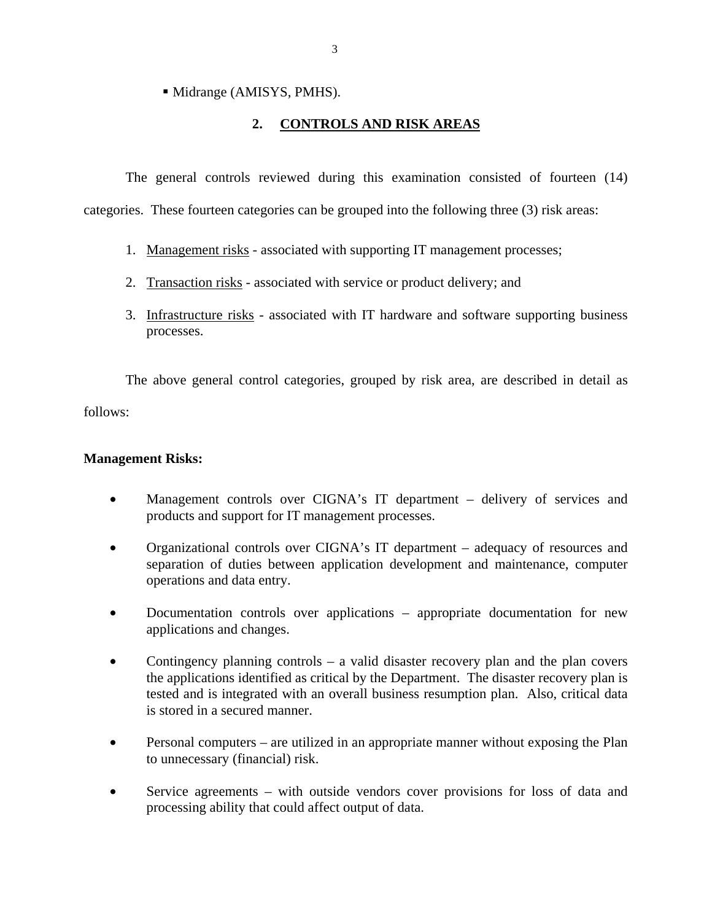- Midrange (AMISYS, PMHS).

## 2. CONTROLS AND RISK AREAS

The general controls reviewed during this examination consisted of fourteen (14) categories. These fourteen categories can be grouped into the following three (3) risk areas:

1. Management risks - associated with supporting IT management processes;
2. Transaction risks - associated with service or product delivery; and
3. Infrastructure risks - associated with IT hardware and software supporting business processes.

The above general control categories, grouped by risk area, are described in detail as follows:

**Management Risks:**

- Management controls over CIGNA's IT department – delivery of services and products and support for IT management processes.
- Organizational controls over CIGNA's IT department – adequacy of resources and separation of duties between application development and maintenance, computer operations and data entry.
- Documentation controls over applications – appropriate documentation for new applications and changes.
- Contingency planning controls – a valid disaster recovery plan and the plan covers the applications identified as critical by the Department. The disaster recovery plan is tested and is integrated with an overall business resumption plan. Also, critical data is stored in a secured manner.
- Personal computers – are utilized in an appropriate manner without exposing the Plan to unnecessary (financial) risk.
- Service agreements – with outside vendors cover provisions for loss of data and processing ability that could affect output of data.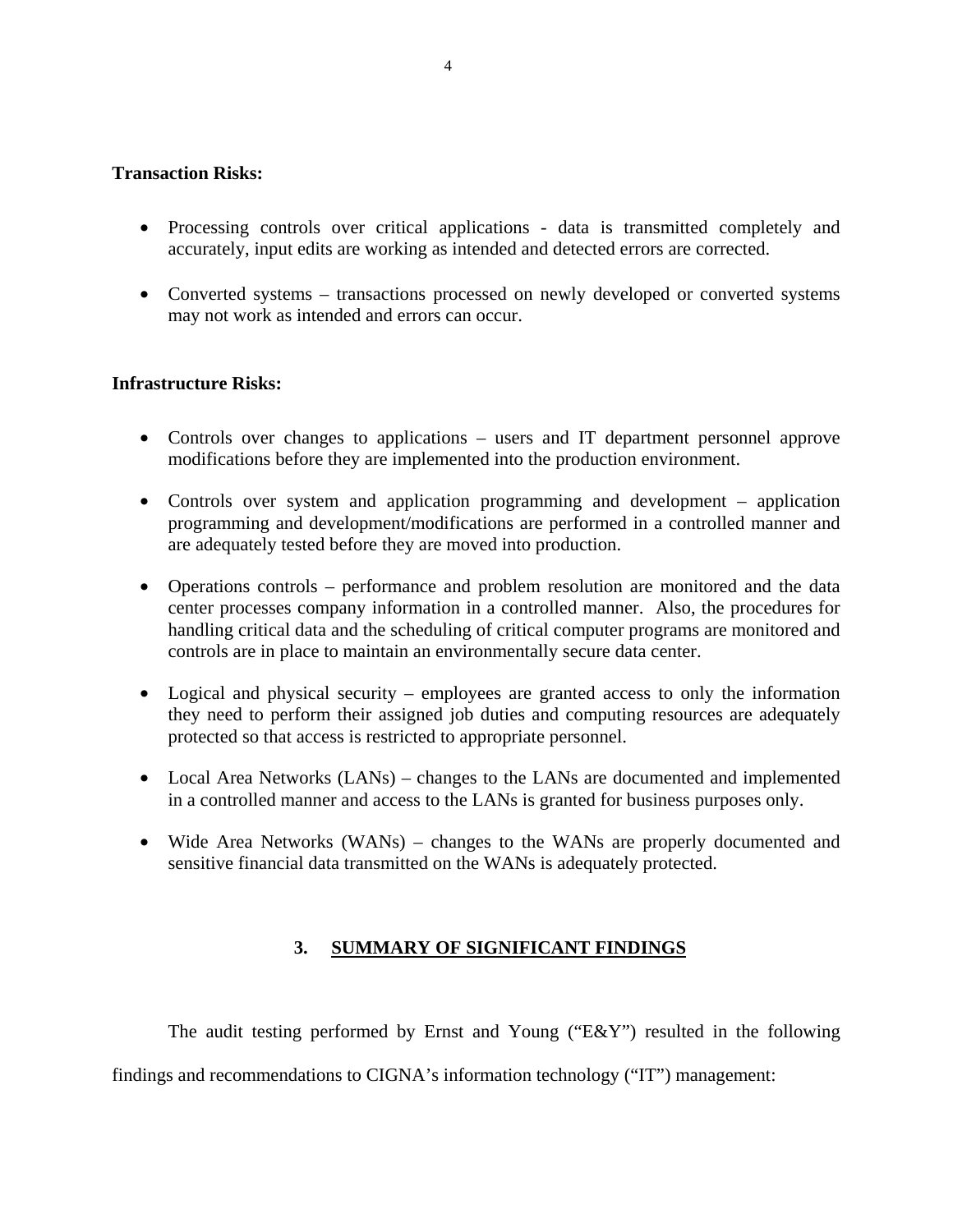**Transaction Risks:**

- Processing controls over critical applications - data is transmitted completely and accurately, input edits are working as intended and detected errors are corrected.
- Converted systems – transactions processed on newly developed or converted systems may not work as intended and errors can occur.

**Infrastructure Risks:**

- Controls over changes to applications – users and IT department personnel approve modifications before they are implemented into the production environment.
- Controls over system and application programming and development – application programming and development/modifications are performed in a controlled manner and are adequately tested before they are moved into production.
- Operations controls – performance and problem resolution are monitored and the data center processes company information in a controlled manner. Also, the procedures for handling critical data and the scheduling of critical computer programs are monitored and controls are in place to maintain an environmentally secure data center.
- Logical and physical security – employees are granted access to only the information they need to perform their assigned job duties and computing resources are adequately protected so that access is restricted to appropriate personnel.
- Local Area Networks (LANs) – changes to the LANs are documented and implemented in a controlled manner and access to the LANs is granted for business purposes only.
- Wide Area Networks (WANs) – changes to the WANs are properly documented and sensitive financial data transmitted on the WANs is adequately protected.

## 3. SUMMARY OF SIGNIFICANT FINDINGS

The audit testing performed by Ernst and Young ("E&Y") resulted in the following findings and recommendations to CIGNA's information technology ("IT") management: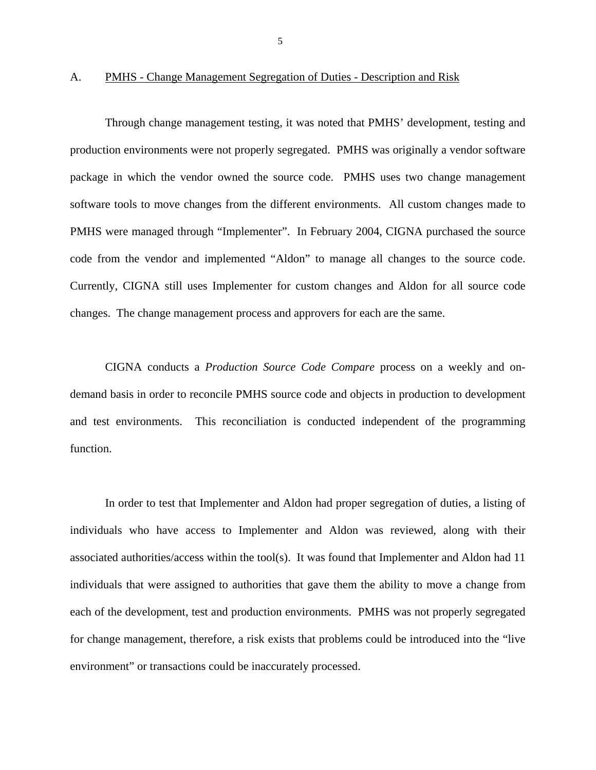## A. PMHS - Change Management Segregation of Duties - Description and Risk

Through change management testing, it was noted that PMHS' development, testing and production environments were not properly segregated. PMHS was originally a vendor software package in which the vendor owned the source code. PMHS uses two change management software tools to move changes from the different environments. All custom changes made to PMHS were managed through "Implementer". In February 2004, CIGNA purchased the source code from the vendor and implemented "Aldon" to manage all changes to the source code. Currently, CIGNA still uses Implementer for custom changes and Aldon for all source code changes. The change management process and approvers for each are the same.

CIGNA conducts a *Production Source Code Compare* process on a weekly and on-demand basis in order to reconcile PMHS source code and objects in production to development and test environments. This reconciliation is conducted independent of the programming function.

In order to test that Implementer and Aldon had proper segregation of duties, a listing of individuals who have access to Implementer and Aldon was reviewed, along with their associated authorities/access within the tool(s). It was found that Implementer and Aldon had 11 individuals that were assigned to authorities that gave them the ability to move a change from each of the development, test and production environments. PMHS was not properly segregated for change management, therefore, a risk exists that problems could be introduced into the "live environment" or transactions could be inaccurately processed.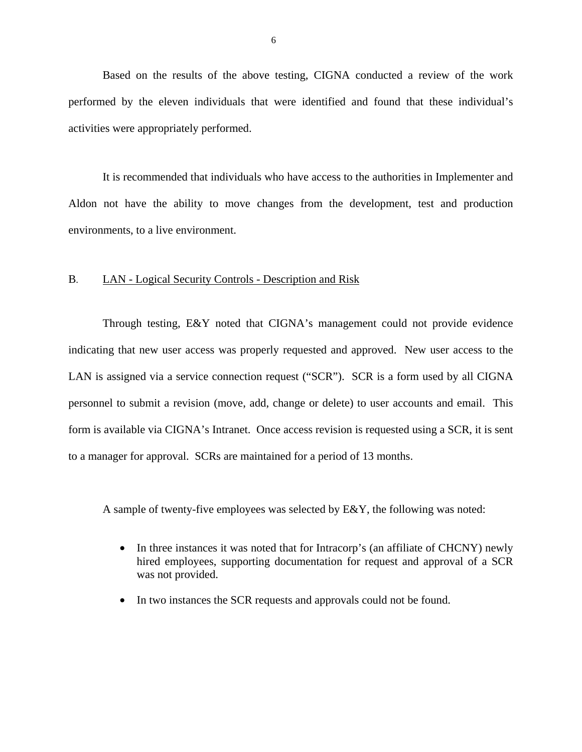Based on the results of the above testing, CIGNA conducted a review of the work performed by the eleven individuals that were identified and found that these individual's activities were appropriately performed.

It is recommended that individuals who have access to the authorities in Implementer and Aldon not have the ability to move changes from the development, test and production environments, to a live environment.

B. <u>LAN - Logical Security Controls - Description and Risk</u>

Through testing, E&Y noted that CIGNA's management could not provide evidence indicating that new user access was properly requested and approved. New user access to the LAN is assigned via a service connection request ("SCR"). SCR is a form used by all CIGNA personnel to submit a revision (move, add, change or delete) to user accounts and email. This form is available via CIGNA's Intranet. Once access revision is requested using a SCR, it is sent to a manager for approval. SCRs are maintained for a period of 13 months.

A sample of twenty-five employees was selected by E&Y, the following was noted:

- In three instances it was noted that for Intracorp's (an affiliate of CHCNY) newly hired employees, supporting documentation for request and approval of a SCR was not provided.
- In two instances the SCR requests and approvals could not be found.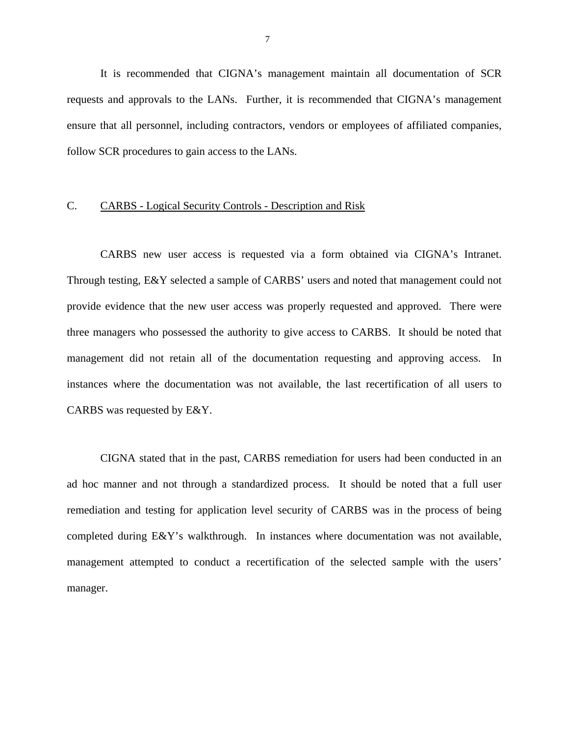It is recommended that CIGNA's management maintain all documentation of SCR requests and approvals to the LANs. Further, it is recommended that CIGNA's management ensure that all personnel, including contractors, vendors or employees of affiliated companies, follow SCR procedures to gain access to the LANs.

## C. CARBS - Logical Security Controls - Description and Risk

CARBS new user access is requested via a form obtained via CIGNA's Intranet. Through testing, E&Y selected a sample of CARBS' users and noted that management could not provide evidence that the new user access was properly requested and approved. There were three managers who possessed the authority to give access to CARBS. It should be noted that management did not retain all of the documentation requesting and approving access. In instances where the documentation was not available, the last recertification of all users to CARBS was requested by E&Y.

CIGNA stated that in the past, CARBS remediation for users had been conducted in an ad hoc manner and not through a standardized process. It should be noted that a full user remediation and testing for application level security of CARBS was in the process of being completed during E&Y's walkthrough. In instances where documentation was not available, management attempted to conduct a recertification of the selected sample with the users' manager.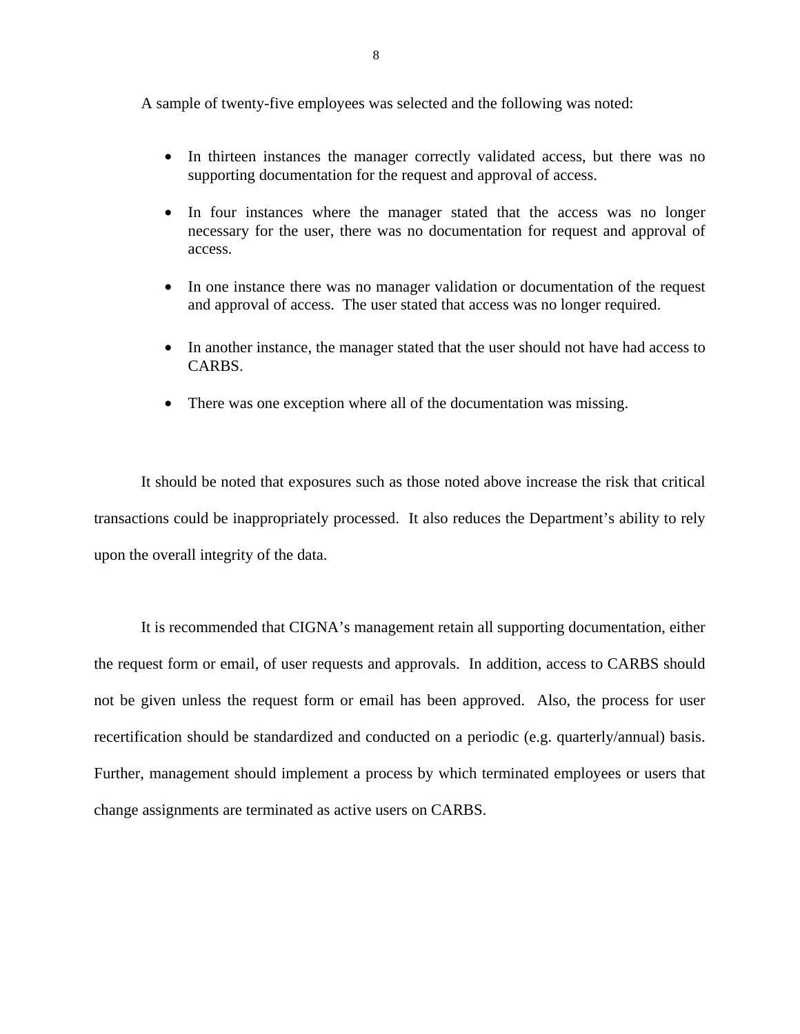A sample of twenty-five employees was selected and the following was noted:

- In thirteen instances the manager correctly validated access, but there was no supporting documentation for the request and approval of access.
- In four instances where the manager stated that the access was no longer necessary for the user, there was no documentation for request and approval of access.
- In one instance there was no manager validation or documentation of the request and approval of access. The user stated that access was no longer required.
- In another instance, the manager stated that the user should not have had access to CARBS.
- There was one exception where all of the documentation was missing.

It should be noted that exposures such as those noted above increase the risk that critical transactions could be inappropriately processed. It also reduces the Department's ability to rely upon the overall integrity of the data.

It is recommended that CIGNA's management retain all supporting documentation, either the request form or email, of user requests and approvals. In addition, access to CARBS should not be given unless the request form or email has been approved. Also, the process for user recertification should be standardized and conducted on a periodic (e.g. quarterly/annual) basis. Further, management should implement a process by which terminated employees or users that change assignments are terminated as active users on CARBS.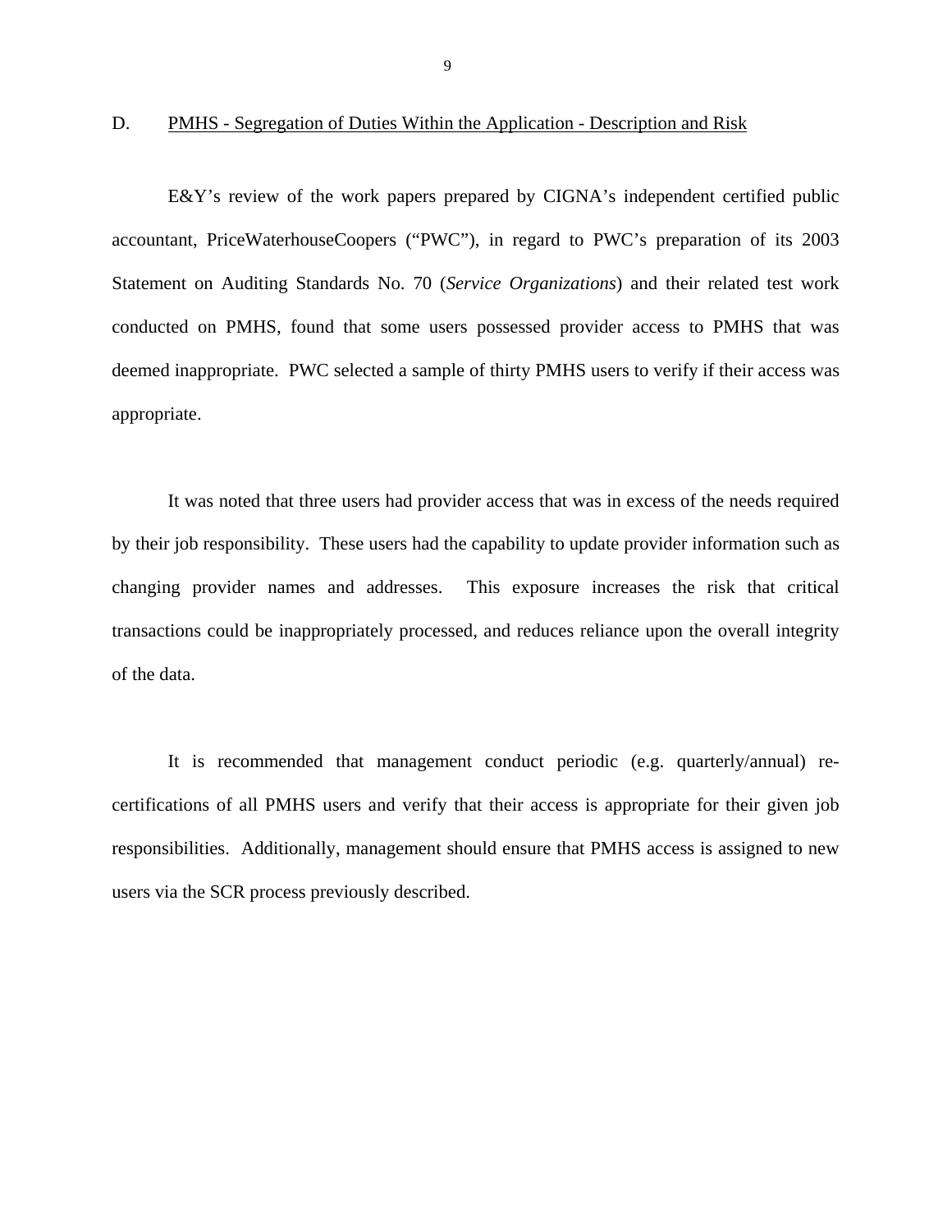## D. PMHS - Segregation of Duties Within the Application - Description and Risk

E&Y's review of the work papers prepared by CIGNA's independent certified public accountant, PriceWaterhouseCoopers ("PWC"), in regard to PWC's preparation of its 2003 Statement on Auditing Standards No. 70 (*Service Organizations*) and their related test work conducted on PMHS, found that some users possessed provider access to PMHS that was deemed inappropriate. PWC selected a sample of thirty PMHS users to verify if their access was appropriate.

It was noted that three users had provider access that was in excess of the needs required by their job responsibility. These users had the capability to update provider information such as changing provider names and addresses. This exposure increases the risk that critical transactions could be inappropriately processed, and reduces reliance upon the overall integrity of the data.

It is recommended that management conduct periodic (e.g. quarterly/annual) re-certifications of all PMHS users and verify that their access is appropriate for their given job responsibilities. Additionally, management should ensure that PMHS access is assigned to new users via the SCR process previously described.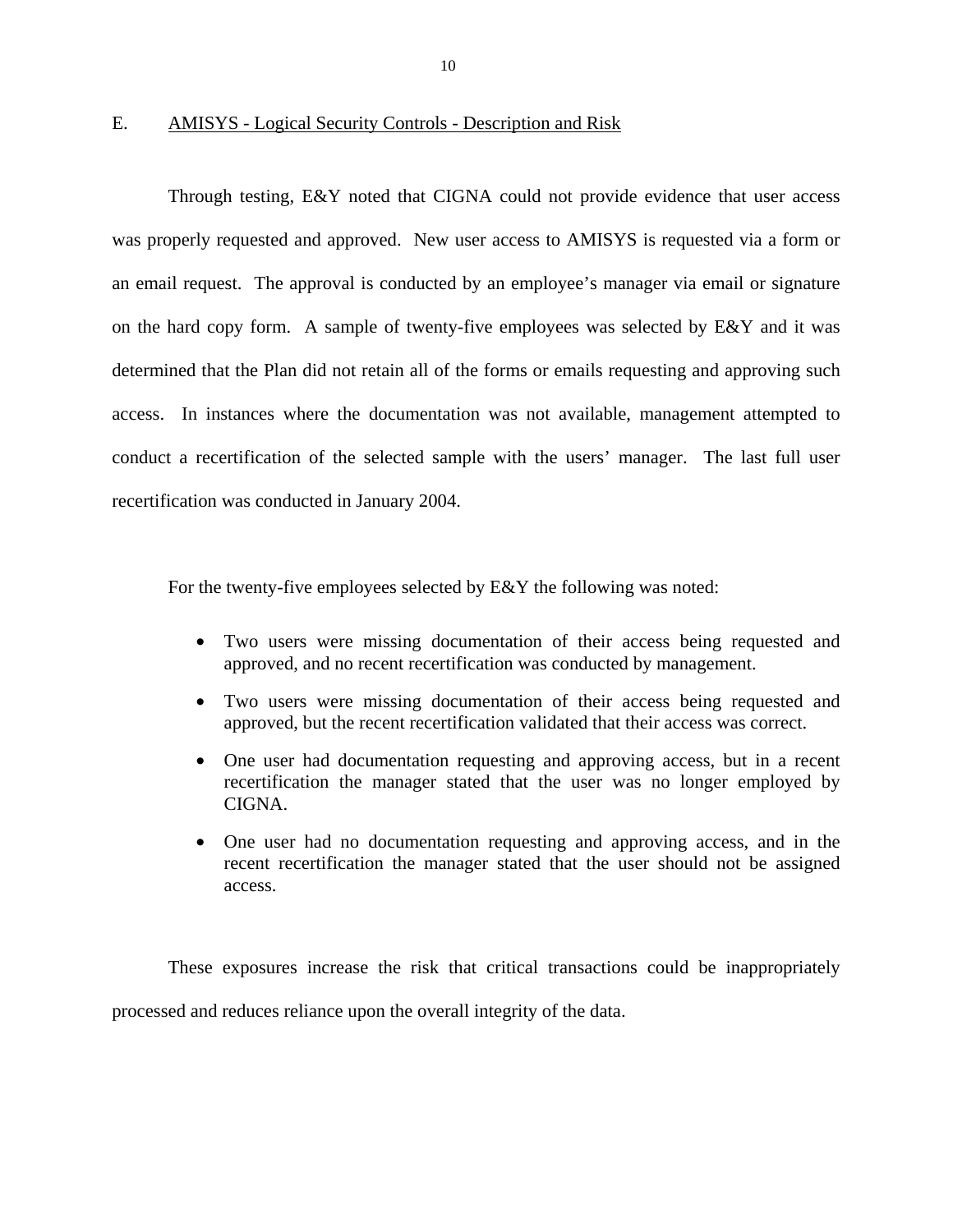## E. AMISYS - Logical Security Controls - Description and Risk

Through testing, E&Y noted that CIGNA could not provide evidence that user access was properly requested and approved. New user access to AMISYS is requested via a form or an email request. The approval is conducted by an employee's manager via email or signature on the hard copy form. A sample of twenty-five employees was selected by E&Y and it was determined that the Plan did not retain all of the forms or emails requesting and approving such access. In instances where the documentation was not available, management attempted to conduct a recertification of the selected sample with the users' manager. The last full user recertification was conducted in January 2004.

For the twenty-five employees selected by E&Y the following was noted:

- Two users were missing documentation of their access being requested and approved, and no recent recertification was conducted by management.
- Two users were missing documentation of their access being requested and approved, but the recent recertification validated that their access was correct.
- One user had documentation requesting and approving access, but in a recent recertification the manager stated that the user was no longer employed by CIGNA.
- One user had no documentation requesting and approving access, and in the recent recertification the manager stated that the user should not be assigned access.

These exposures increase the risk that critical transactions could be inappropriately processed and reduces reliance upon the overall integrity of the data.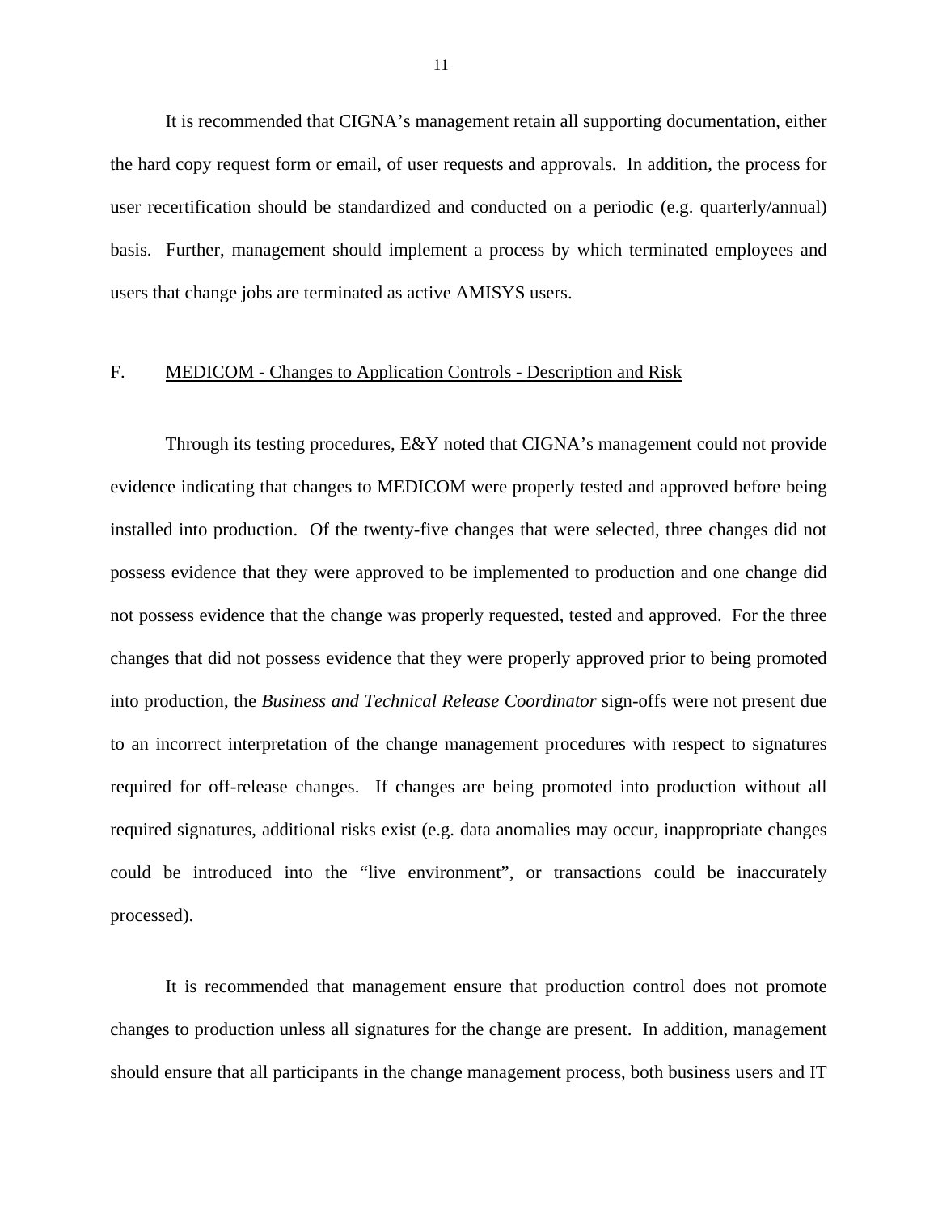It is recommended that CIGNA's management retain all supporting documentation, either the hard copy request form or email, of user requests and approvals. In addition, the process for user recertification should be standardized and conducted on a periodic (e.g. quarterly/annual) basis. Further, management should implement a process by which terminated employees and users that change jobs are terminated as active AMISYS users.

## F. MEDICOM - Changes to Application Controls - Description and Risk

Through its testing procedures, E&Y noted that CIGNA's management could not provide evidence indicating that changes to MEDICOM were properly tested and approved before being installed into production. Of the twenty-five changes that were selected, three changes did not possess evidence that they were approved to be implemented to production and one change did not possess evidence that the change was properly requested, tested and approved. For the three changes that did not possess evidence that they were properly approved prior to being promoted into production, the *Business and Technical Release Coordinator* sign-offs were not present due to an incorrect interpretation of the change management procedures with respect to signatures required for off-release changes. If changes are being promoted into production without all required signatures, additional risks exist (e.g. data anomalies may occur, inappropriate changes could be introduced into the "live environment", or transactions could be inaccurately processed).

It is recommended that management ensure that production control does not promote changes to production unless all signatures for the change are present. In addition, management should ensure that all participants in the change management process, both business users and IT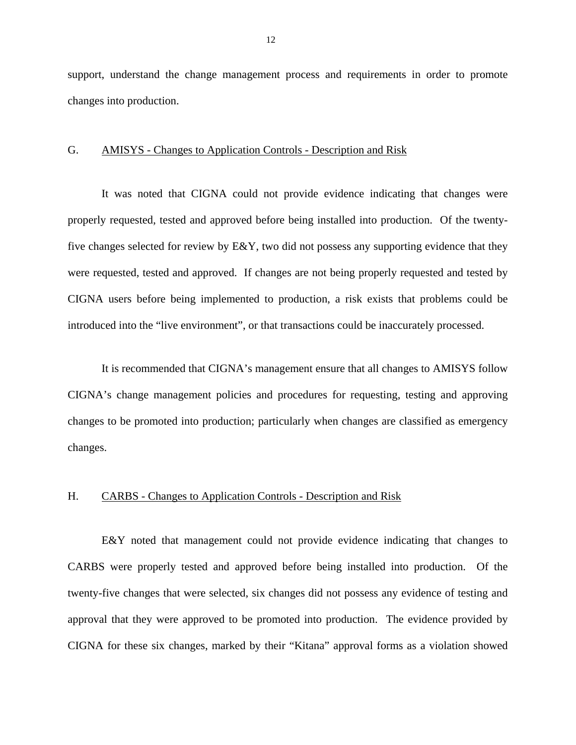support, understand the change management process and requirements in order to promote changes into production.

G. AMISYS - Changes to Application Controls - Description and Risk

It was noted that CIGNA could not provide evidence indicating that changes were properly requested, tested and approved before being installed into production. Of the twenty-five changes selected for review by E&Y, two did not possess any supporting evidence that they were requested, tested and approved. If changes are not being properly requested and tested by CIGNA users before being implemented to production, a risk exists that problems could be introduced into the "live environment", or that transactions could be inaccurately processed.

It is recommended that CIGNA's management ensure that all changes to AMISYS follow CIGNA's change management policies and procedures for requesting, testing and approving changes to be promoted into production; particularly when changes are classified as emergency changes.

H. CARBS - Changes to Application Controls - Description and Risk

E&Y noted that management could not provide evidence indicating that changes to CARBS were properly tested and approved before being installed into production. Of the twenty-five changes that were selected, six changes did not possess any evidence of testing and approval that they were approved to be promoted into production. The evidence provided by CIGNA for these six changes, marked by their "Kitana" approval forms as a violation showed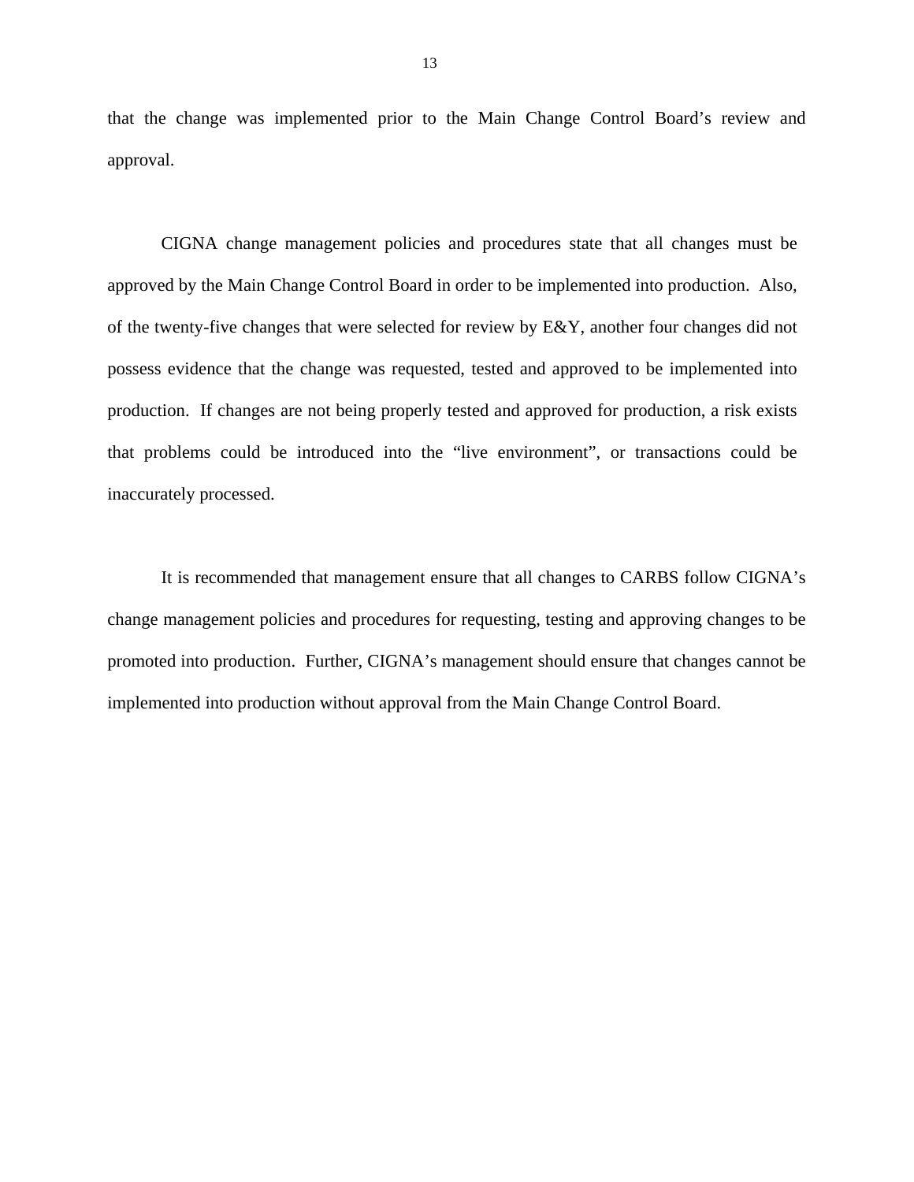that the change was implemented prior to the Main Change Control Board's review and approval.

CIGNA change management policies and procedures state that all changes must be approved by the Main Change Control Board in order to be implemented into production. Also, of the twenty-five changes that were selected for review by E&Y, another four changes did not possess evidence that the change was requested, tested and approved to be implemented into production. If changes are not being properly tested and approved for production, a risk exists that problems could be introduced into the "live environment", or transactions could be inaccurately processed.

It is recommended that management ensure that all changes to CARBS follow CIGNA's change management policies and procedures for requesting, testing and approving changes to be promoted into production. Further, CIGNA's management should ensure that changes cannot be implemented into production without approval from the Main Change Control Board.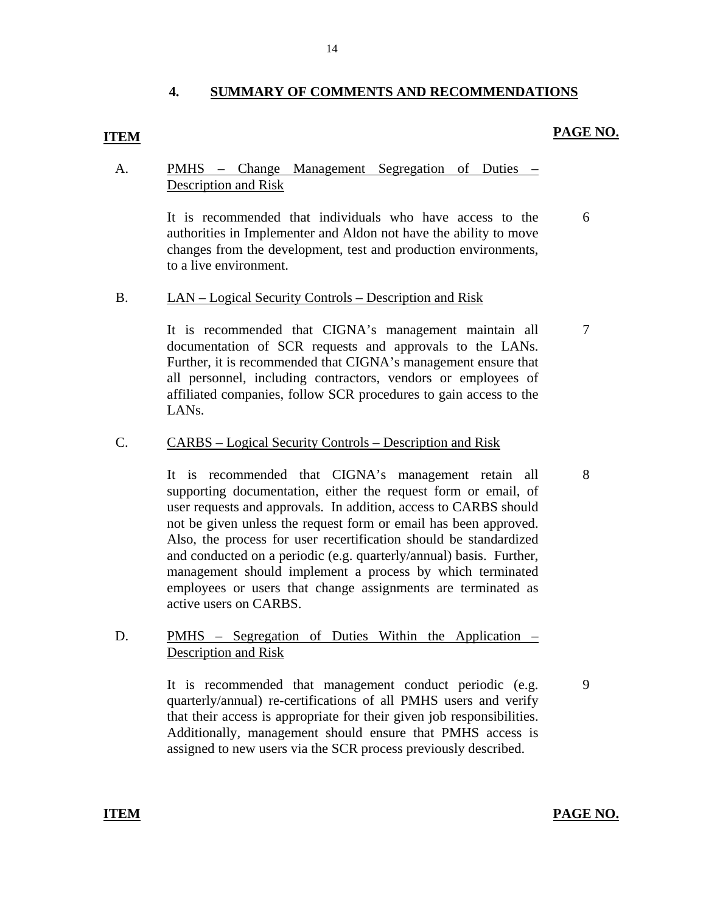## 4. SUMMARY OF COMMENTS AND RECOMMENDATIONS

| ITEM | | PAGE NO. |
|---|---|---|
| A. | PMHS – Change Management Segregation of Duties – Description and Risk | |
| | It is recommended that individuals who have access to the authorities in Implementer and Aldon not have the ability to move changes from the development, test and production environments, to a live environment. | 6 |
| B. | LAN – Logical Security Controls – Description and Risk | |
| | It is recommended that CIGNA's management maintain all documentation of SCR requests and approvals to the LANs. Further, it is recommended that CIGNA's management ensure that all personnel, including contractors, vendors or employees of affiliated companies, follow SCR procedures to gain access to the LANs. | 7 |
| C. | CARBS – Logical Security Controls – Description and Risk | |
| | It is recommended that CIGNA's management retain all supporting documentation, either the request form or email, of user requests and approvals. In addition, access to CARBS should not be given unless the request form or email has been approved. Also, the process for user recertification should be standardized and conducted on a periodic (e.g. quarterly/annual) basis. Further, management should implement a process by which terminated employees or users that change assignments are terminated as active users on CARBS. | 8 |
| D. | PMHS – Segregation of Duties Within the Application – Description and Risk | |
| | It is recommended that management conduct periodic (e.g. quarterly/annual) re-certifications of all PMHS users and verify that their access is appropriate for their given job responsibilities. Additionally, management should ensure that PMHS access is assigned to new users via the SCR process previously described. | 9 |

**ITEM** **PAGE NO.**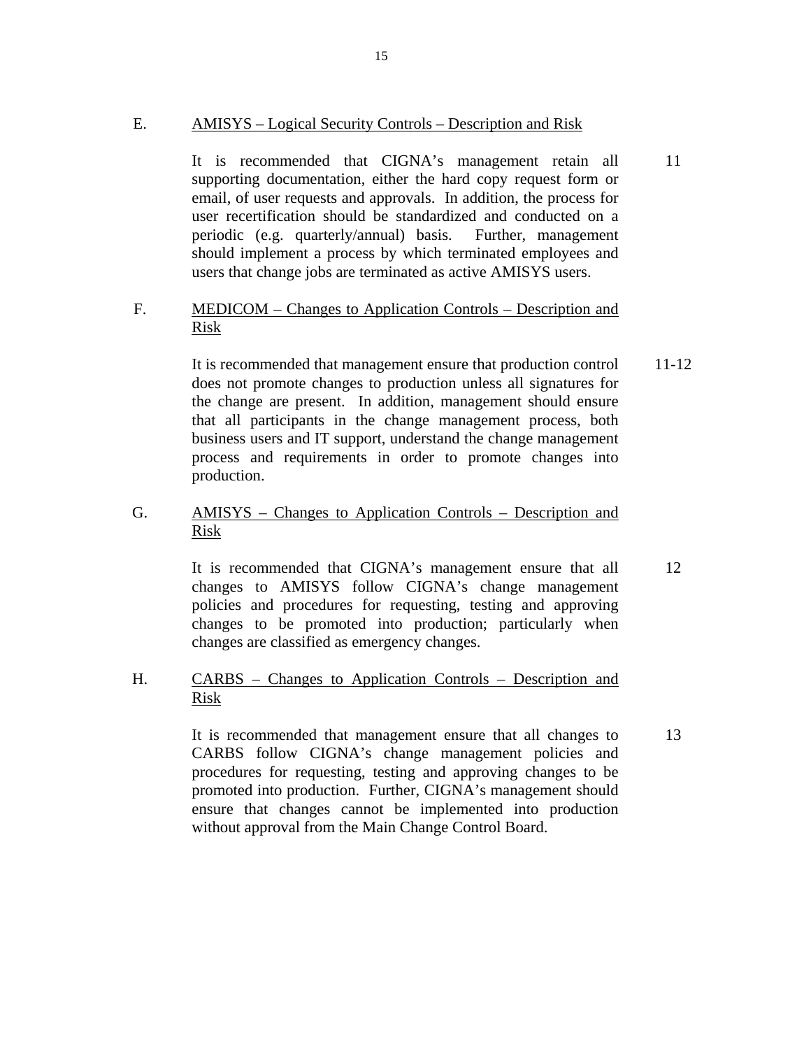E. <u>AMISYS – Logical Security Controls – Description and Risk</u>

It is recommended that CIGNA's management retain all supporting documentation, either the hard copy request form or email, of user requests and approvals. In addition, the process for user recertification should be standardized and conducted on a periodic (e.g. quarterly/annual) basis. Further, management should implement a process by which terminated employees and users that change jobs are terminated as active AMISYS users. — 11

F. <u>MEDICOM – Changes to Application Controls – Description and Risk</u>

It is recommended that management ensure that production control does not promote changes to production unless all signatures for the change are present. In addition, management should ensure that all participants in the change management process, both business users and IT support, understand the change management process and requirements in order to promote changes into production. — 11-12

G. <u>AMISYS – Changes to Application Controls – Description and Risk</u>

It is recommended that CIGNA's management ensure that all changes to AMISYS follow CIGNA's change management policies and procedures for requesting, testing and approving changes to be promoted into production; particularly when changes are classified as emergency changes. — 12

H. <u>CARBS – Changes to Application Controls – Description and Risk</u>

It is recommended that management ensure that all changes to CARBS follow CIGNA's change management policies and procedures for requesting, testing and approving changes to be promoted into production. Further, CIGNA's management should ensure that changes cannot be implemented into production without approval from the Main Change Control Board. — 13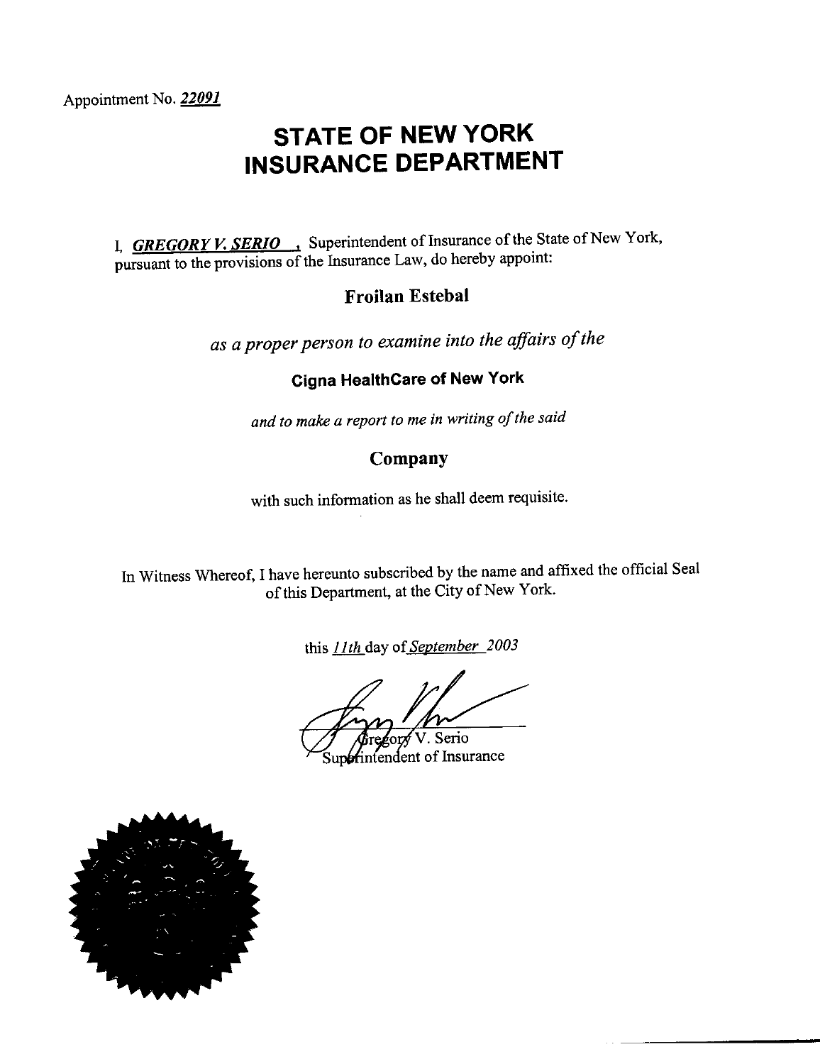Appointment No. *22091*

# STATE OF NEW YORK
# INSURANCE DEPARTMENT

I, ***GREGORY V. SERIO*** , Superintendent of Insurance of the State of New York, pursuant to the provisions of the Insurance Law, do hereby appoint:

**Froilan Estebal**

*as a proper person to examine into the affairs of the*

**Cigna HealthCare of New York**

*and to make a report to me in writing of the said*

**Company**

with such information as he shall deem requisite.

In Witness Whereof, I have hereunto subscribed by the name and affixed the official Seal of this Department, at the City of New York.

this *11th* day of *September 2003*

Gregory V. Serio
Superintendent of Insurance